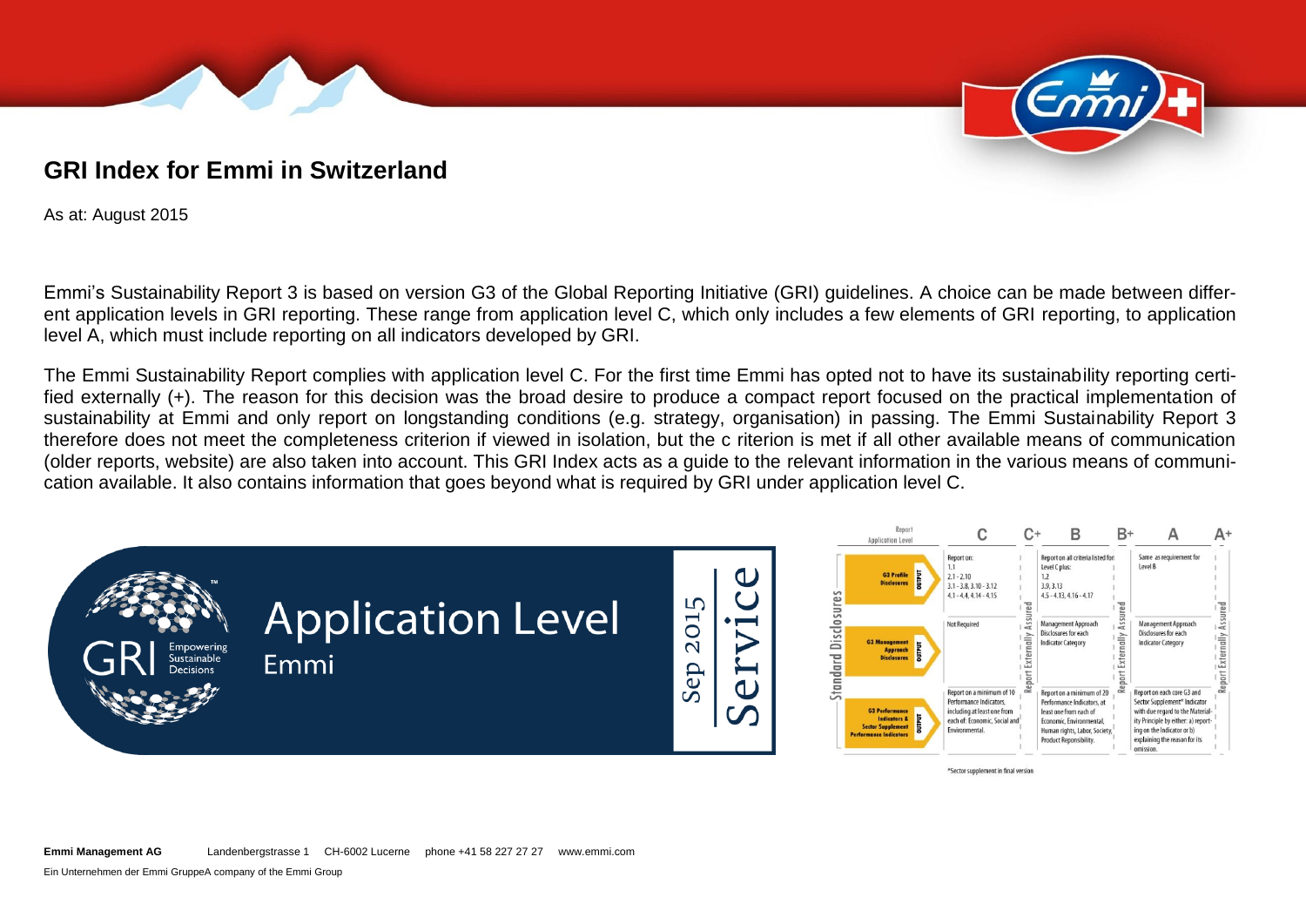# GRI Index for Emmi in Switzerland

As at: August 2015

Emmi's Sustainability Report 3 is based on version G3 of the Global Reporting Initiative (GRI) guidelines. A choice can be made between different application levels in GRI reporting. These range from application level C, which only includes a few elements of GRI reporting, to application level A, which must include reporting on all indicators developed by GRI.

The Emmi Sustainability Report complies with application level C. For the first time Emmi has opted not to have its sustainability reporting certified externally (+). The reason for this decision was the broad desire to produce a compact report focused on the practical implementation of sustainability at Emmi and only report on longstanding conditions (e.g. strategy, organisation) in passing. The Emmi Sustainability Report 3 therefore does not meet the completeness criterion if viewed in isolation, but the c riterion is met if all other available means of communication (older reports, website) are also taken into account. This GRI Index acts as a guide to the relevant information in the various means of communication available. It also contains information that goes beyond what is required by GRI under application level C.

GRI Empowering Sustainable Decisions — Application Level Emmi — Sep 2015 Service

| Report Application Level | C | C+ | B | B+ | A | A+ |
|---|---|---|---|---|---|---|
| G3 Profile Disclosures (OUTPUT) | Report on: 1.1; 2.1 - 2.10; 3.1 - 3.8, 3.10 - 3.12; 4.1 - 4.4, 4.14 - 4.15 | Report Externally Assured | Report on all criteria listed for Level C plus: 1.2; 3.9, 3.13; 4.5 - 4.13, 4.16 - 4.17 | Report Externally Assured | Same as requirement for Level B | Report Externally Assured |
| G3 Management Approach Disclosures (OUTPUT) | Not Required | | Management Approach Disclosures for each Indicator Category | | Management Approach Disclosures for each Indicator Category | |
| G3 Performance Indicators & Sector Supplement Performance Indicators (OUTPUT) | Report on a minimum of 10 Performance Indicators, including at least one from each of: Economic, Social and Environmental. | | Report on a minimum of 20 Performance Indicators, at least one from each of Economic, Environmental, Human rights, Labor, Society, Product Responsibility. | | Report on each core G3 and Sector Supplement* Indicator with due regard to the Materiality Principle by either: a) reporting on the Indicator or b) explaining the reason for its omission. | |

*Sector supplement in final version

**Emmi Management AG** Landenbergstrasse 1 CH-6002 Lucerne phone +41 58 227 27 27 www.emmi.com

Ein Unternehmen der Emmi GruppeA company of the Emmi Group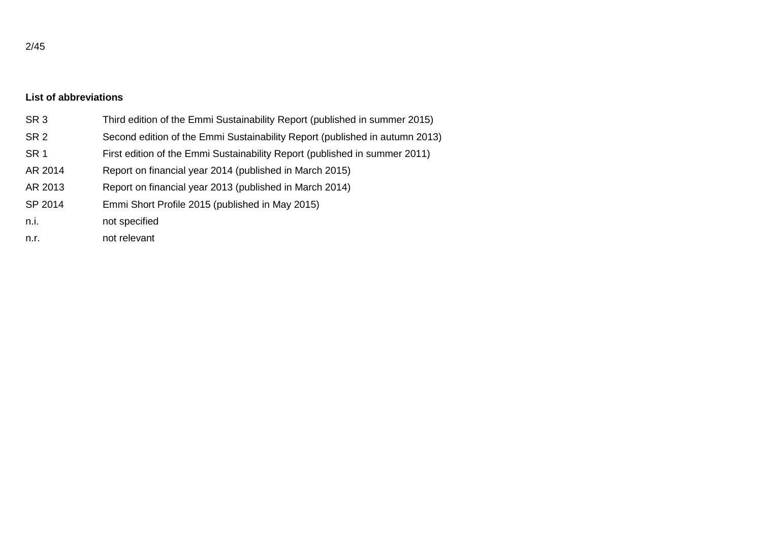**List of abbreviations**

| | |
|---|---|
| SR 3 | Third edition of the Emmi Sustainability Report (published in summer 2015) |
| SR 2 | Second edition of the Emmi Sustainability Report (published in autumn 2013) |
| SR 1 | First edition of the Emmi Sustainability Report (published in summer 2011) |
| AR 2014 | Report on financial year 2014 (published in March 2015) |
| AR 2013 | Report on financial year 2013 (published in March 2014) |
| SP 2014 | Emmi Short Profile 2015 (published in May 2015) |
| n.i. | not specified |
| n.r. | not relevant |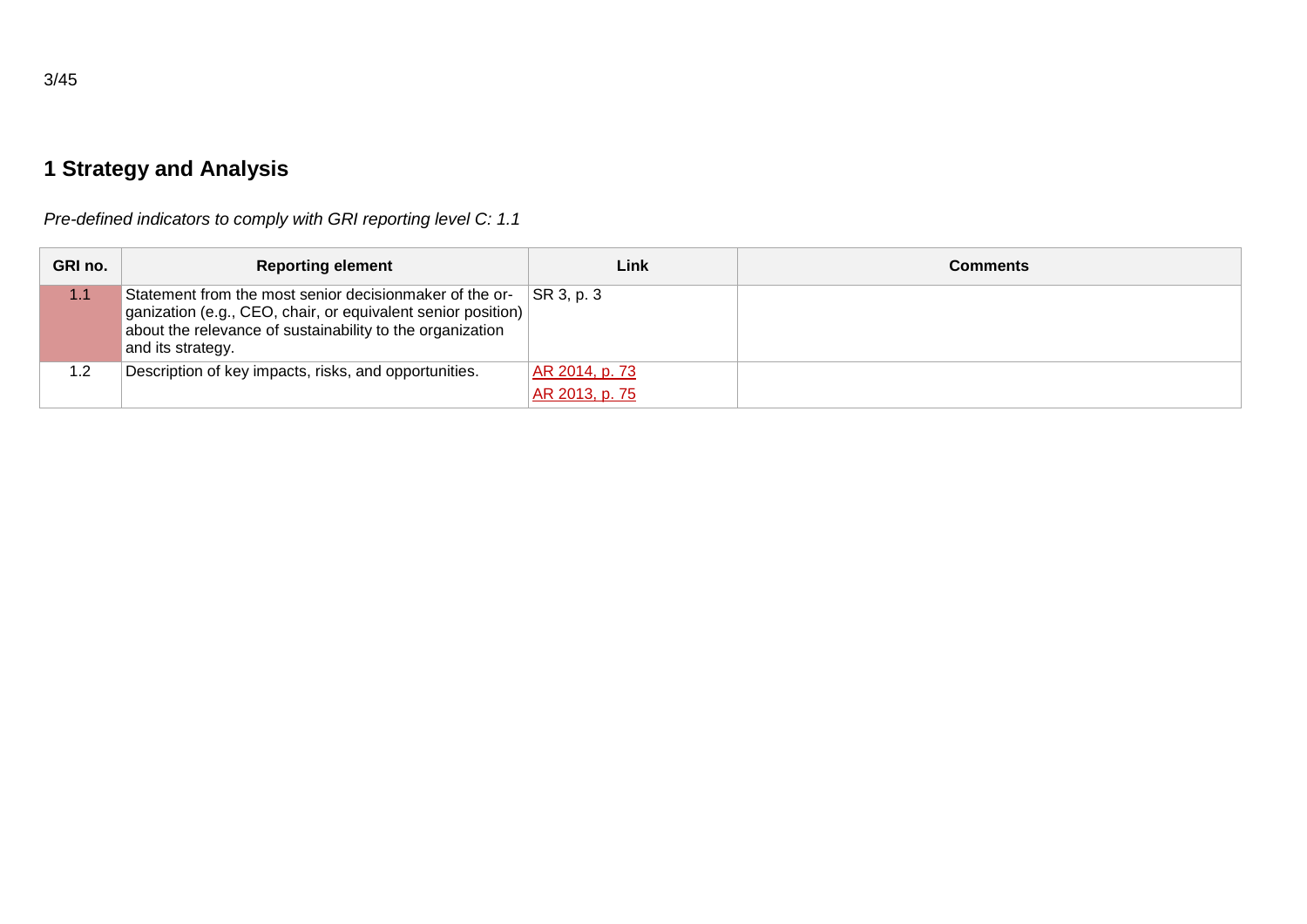# 1 Strategy and Analysis

*Pre-defined indicators to comply with GRI reporting level C: 1.1*

| GRI no. | Reporting element | Link | Comments |
|---|---|---|---|
| 1.1 | Statement from the most senior decisionmaker of the organization (e.g., CEO, chair, or equivalent senior position) about the relevance of sustainability to the organization and its strategy. | SR 3, p. 3 | |
| 1.2 | Description of key impacts, risks, and opportunities. | AR 2014, p. 73<br>AR 2013, p. 75 | |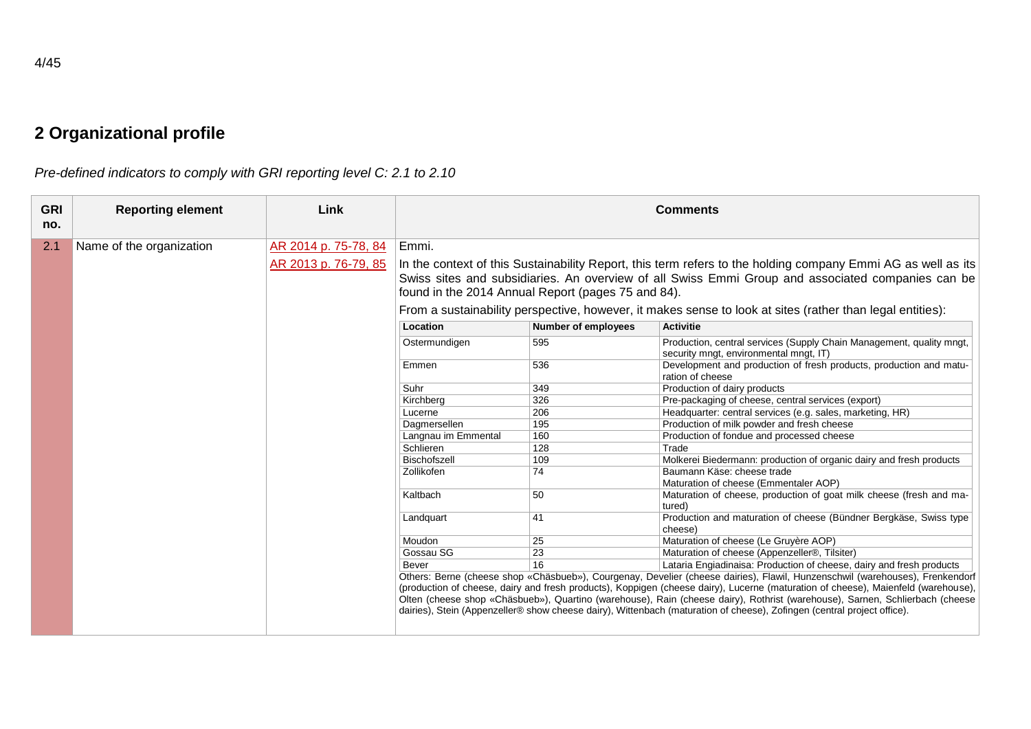# 2 Organizational profile

*Pre-defined indicators to comply with GRI reporting level C: 2.1 to 2.10*

| GRI no. | Reporting element | Link | Comments |
|---|---|---|---|
| 2.1 | Name of the organization | AR 2014 p. 75-78, 84<br>AR 2013 p. 76-79, 85 | Emmi.<br>In the context of this Sustainability Report, this term refers to the holding company Emmi AG as well as its Swiss sites and subsidiaries. An overview of all Swiss Emmi Group and associated companies can be found in the 2014 Annual Report (pages 75 and 84).<br>From a sustainability perspective, however, it makes sense to look at sites (rather than legal entities): |

| Location | Number of employees | Activitie |
|---|---|---|
| Ostermundigen | 595 | Production, central services (Supply Chain Management, quality mngt, security mngt, environmental mngt, IT) |
| Emmen | 536 | Development and production of fresh products, production and maturation of cheese |
| Suhr | 349 | Production of dairy products |
| Kirchberg | 326 | Pre-packaging of cheese, central services (export) |
| Lucerne | 206 | Headquarter: central services (e.g. sales, marketing, HR) |
| Dagmersellen | 195 | Production of milk powder and fresh cheese |
| Langnau im Emmental | 160 | Production of fondue and processed cheese |
| Schlieren | 128 | Trade |
| Bischofszell | 109 | Molkerei Biedermann: production of organic dairy and fresh products |
| Zollikofen | 74 | Baumann Käse: cheese trade<br>Maturation of cheese (Emmentaler AOP) |
| Kaltbach | 50 | Maturation of cheese, production of goat milk cheese (fresh and matured) |
| Landquart | 41 | Production and maturation of cheese (Bündner Bergkäse, Swiss type cheese) |
| Moudon | 25 | Maturation of cheese (Le Gruyère AOP) |
| Gossau SG | 23 | Maturation of cheese (Appenzeller®, Tilsiter) |
| Bever | 16 | Lataria Engiadinaisa: Production of cheese, dairy and fresh products |

Others: Berne (cheese shop «Chäsbueb»), Courgenay, Develier (cheese dairies), Flawil, Hunzenschwil (warehouses), Frenkendorf (production of cheese, dairy and fresh products), Koppigen (cheese dairy), Lucerne (maturation of cheese), Maienfeld (warehouse), Olten (cheese shop «Chäsbueb»), Quartino (warehouse), Rain (cheese dairy), Rothrist (warehouse), Sarnen, Schlierbach (cheese dairies), Stein (Appenzeller® show cheese dairy), Wittenbach (maturation of cheese), Zofingen (central project office).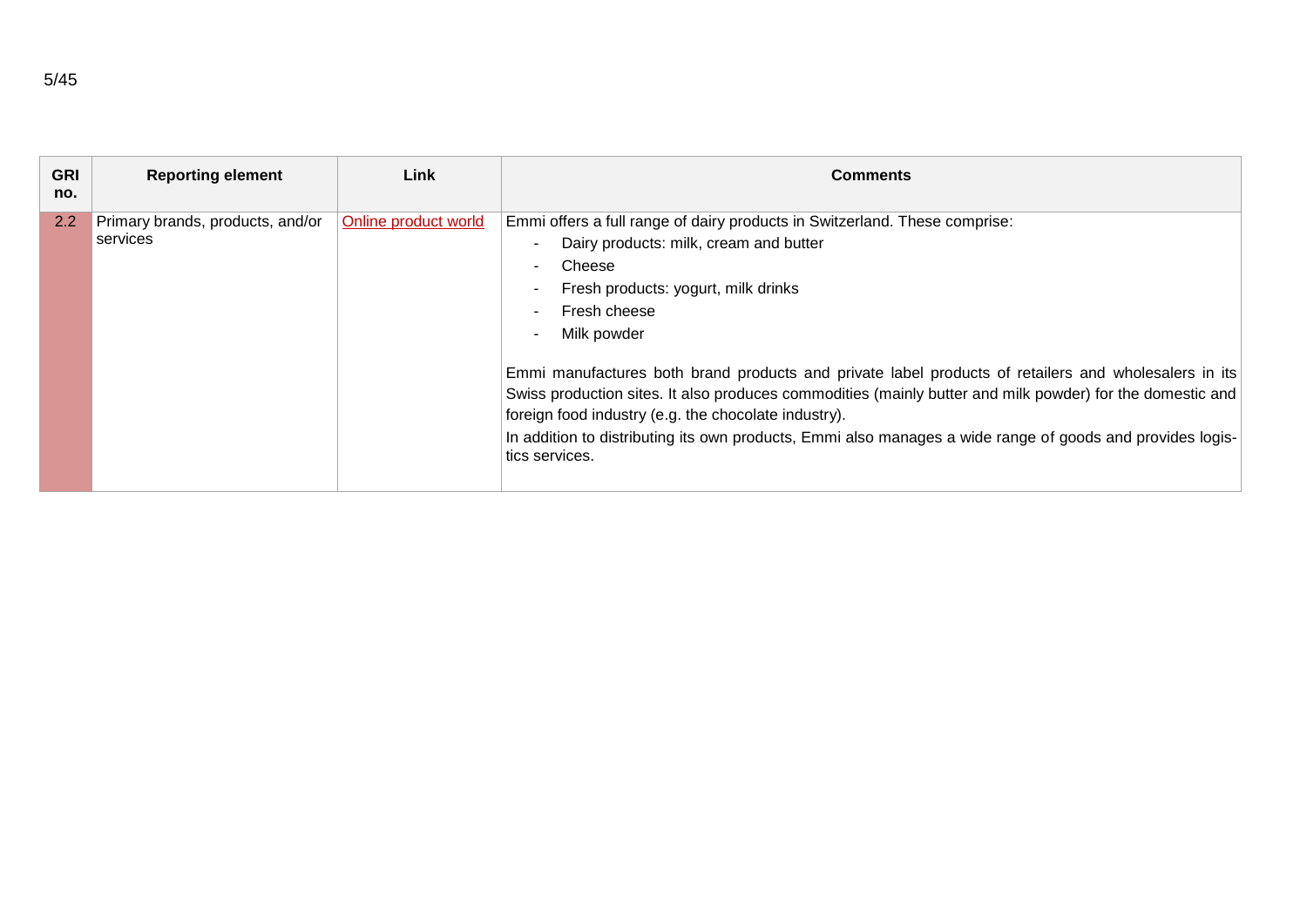| GRI no. | Reporting element | Link | Comments |
| --- | --- | --- | --- |
| 2.2 | Primary brands, products, and/or services | Online product world | Emmi offers a full range of dairy products in Switzerland. These comprise:<br>- Dairy products: milk, cream and butter<br>- Cheese<br>- Fresh products: yogurt, milk drinks<br>- Fresh cheese<br>- Milk powder<br><br>Emmi manufactures both brand products and private label products of retailers and wholesalers in its Swiss production sites. It also produces commodities (mainly butter and milk powder) for the domestic and foreign food industry (e.g. the chocolate industry).<br>In addition to distributing its own products, Emmi also manages a wide range of goods and provides logistics services. |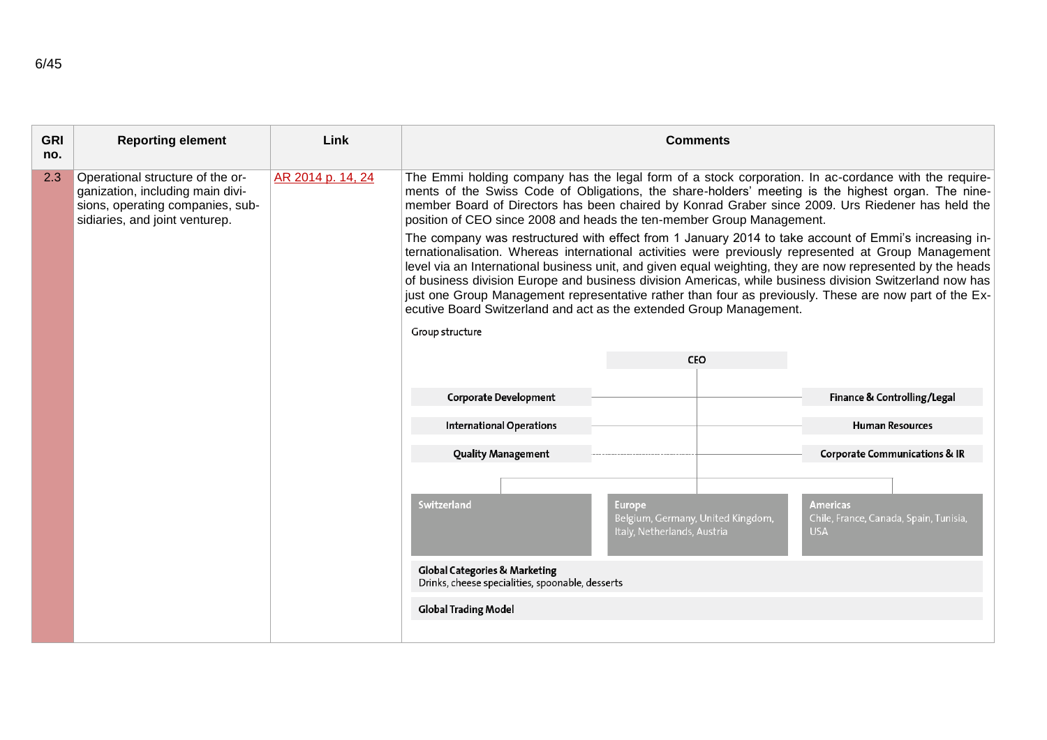| GRI no. | Reporting element | Link | Comments |
|---|---|---|---|
| 2.3 | Operational structure of the organization, including main divisions, operating companies, subsidiaries, and joint venturep. | AR 2014 p. 14, 24 | The Emmi holding company has the legal form of a stock corporation. In ac-cordance with the requirements of the Swiss Code of Obligations, the share-holders' meeting is the highest organ. The nine-member Board of Directors has been chaired by Konrad Graber since 2009. Urs Riedener has held the position of CEO since 2008 and heads the ten-member Group Management.<br><br>The company was restructured with effect from 1 January 2014 to take account of Emmi's increasing internationalisation. Whereas international activities were previously represented at Group Management level via an International business unit, and given equal weighting, they are now represented by the heads of business division Europe and business division Americas, while business division Switzerland now has just one Group Management representative rather than four as previously. These are now part of the Executive Board Switzerland and act as the extended Group Management.<br><br>Group structure<br><br>CEO<br>Corporate Development — Finance & Controlling/Legal<br>International Operations — Human Resources<br>Quality Management — Corporate Communications & IR<br><br>Switzerland<br>Europe: Belgium, Germany, United Kingdom, Italy, Netherlands, Austria<br>Americas: Chile, France, Canada, Spain, Tunisia, USA<br><br>Global Categories & Marketing: Drinks, cheese specialities, spoonable, desserts<br><br>Global Trading Model |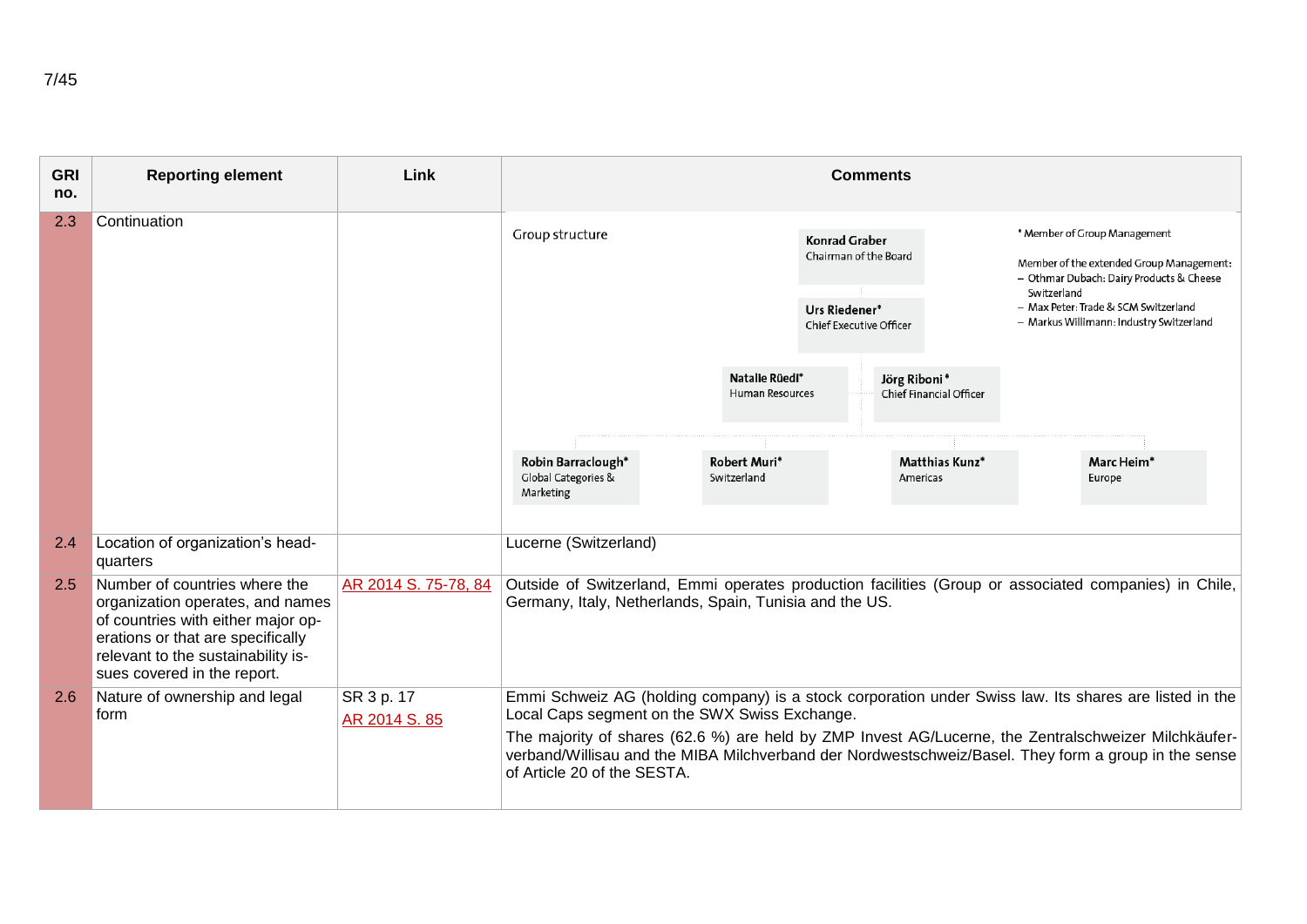| GRI no. | Reporting element | Link | Comments |
|---|---|---|---|
| 2.3 | Continuation | | Group structure<br>Konrad Graber – Chairman of the Board<br>Urs Riedener* – Chief Executive Officer<br>Natalie Rüedi* – Human Resources<br>Jörg Riboni* – Chief Financial Officer<br>Robin Barraclough* – Global Categories & Marketing<br>Robert Muri* – Switzerland<br>Matthias Kunz* – Americas<br>Marc Heim* – Europe<br>* Member of Group Management<br>Member of the extended Group Management:<br>– Othmar Dubach: Dairy Products & Cheese Switzerland<br>– Max Peter: Trade & SCM Switzerland<br>– Markus Willimann: Industry Switzerland |
| 2.4 | Location of organization's headquarters | | Lucerne (Switzerland) |
| 2.5 | Number of countries where the organization operates, and names of countries with either major operations or that are specifically relevant to the sustainability issues covered in the report. | AR 2014 S. 75-78, 84 | Outside of Switzerland, Emmi operates production facilities (Group or associated companies) in Chile, Germany, Italy, Netherlands, Spain, Tunisia and the US. |
| 2.6 | Nature of ownership and legal form | SR 3 p. 17<br>AR 2014 S. 85 | Emmi Schweiz AG (holding company) is a stock corporation under Swiss law. Its shares are listed in the Local Caps segment on the SWX Swiss Exchange.<br>The majority of shares (62.6 %) are held by ZMP Invest AG/Lucerne, the Zentralschweizer Milchkäuferverband/Willisau and the MIBA Milchverband der Nordwestschweiz/Basel. They form a group in the sense of Article 20 of the SESTA. |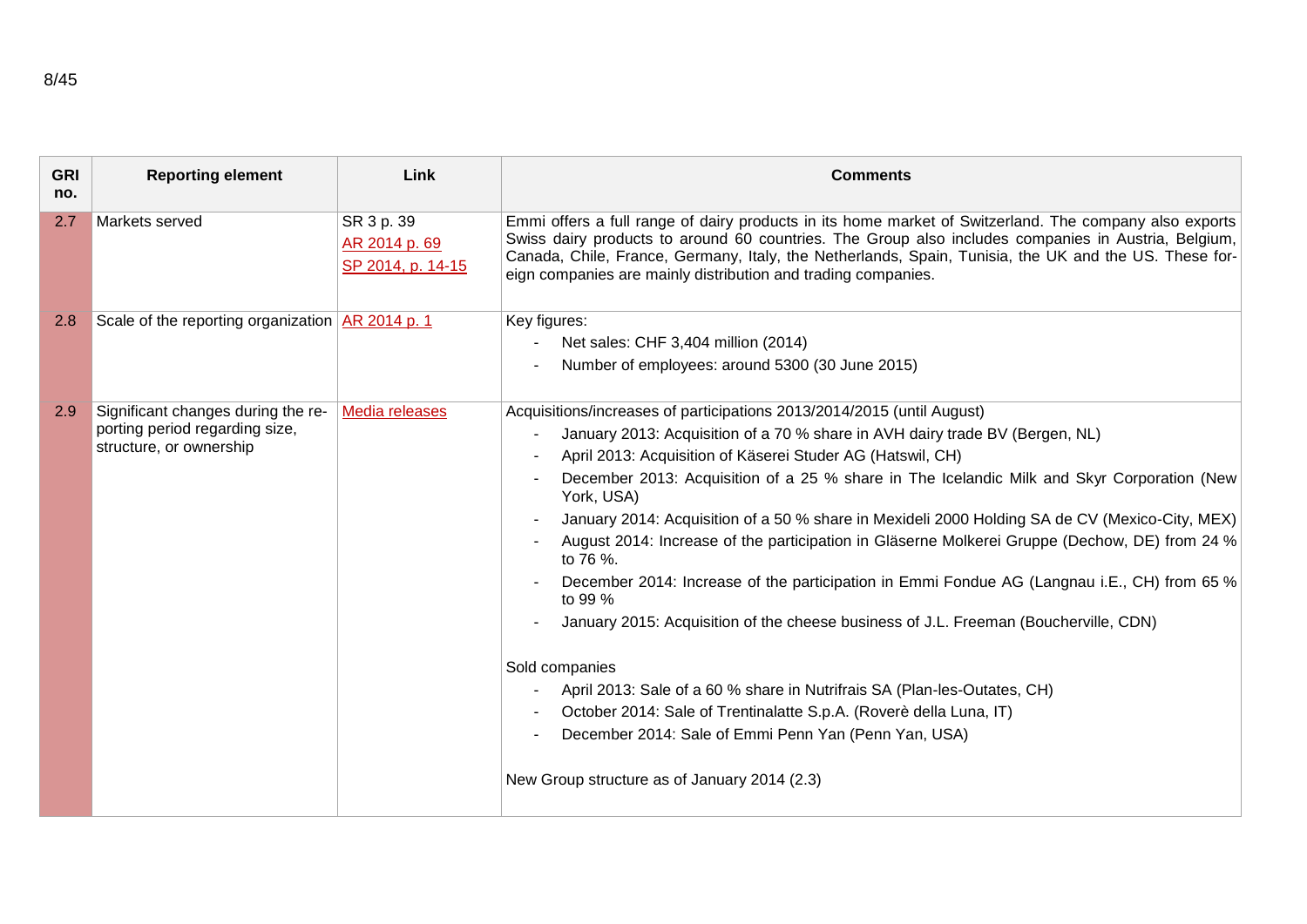| GRI no. | Reporting element | Link | Comments |
| --- | --- | --- | --- |
| 2.7 | Markets served | SR 3 p. 39<br>AR 2014 p. 69<br>SP 2014, p. 14-15 | Emmi offers a full range of dairy products in its home market of Switzerland. The company also exports Swiss dairy products to around 60 countries. The Group also includes companies in Austria, Belgium, Canada, Chile, France, Germany, Italy, the Netherlands, Spain, Tunisia, the UK and the US. These foreign companies are mainly distribution and trading companies. |
| 2.8 | Scale of the reporting organization | AR 2014 p. 1 | Key figures:<br>- Net sales: CHF 3,404 million (2014)<br>- Number of employees: around 5300 (30 June 2015) |
| 2.9 | Significant changes during the reporting period regarding size, structure, or ownership | Media releases | Acquisitions/increases of participations 2013/2014/2015 (until August)<br>- January 2013: Acquisition of a 70 % share in AVH dairy trade BV (Bergen, NL)<br>- April 2013: Acquisition of Käserei Studer AG (Hatswil, CH)<br>- December 2013: Acquisition of a 25 % share in The Icelandic Milk and Skyr Corporation (New York, USA)<br>- January 2014: Acquisition of a 50 % share in Mexideli 2000 Holding SA de CV (Mexico-City, MEX)<br>- August 2014: Increase of the participation in Gläserne Molkerei Gruppe (Dechow, DE) from 24 % to 76 %.<br>- December 2014: Increase of the participation in Emmi Fondue AG (Langnau i.E., CH) from 65 % to 99 %<br>- January 2015: Acquisition of the cheese business of J.L. Freeman (Boucherville, CDN)<br><br>Sold companies<br>- April 2013: Sale of a 60 % share in Nutrifrais SA (Plan-les-Outates, CH)<br>- October 2014: Sale of Trentinalatte S.p.A. (Roverè della Luna, IT)<br>- December 2014: Sale of Emmi Penn Yan (Penn Yan, USA)<br><br>New Group structure as of January 2014 (2.3) |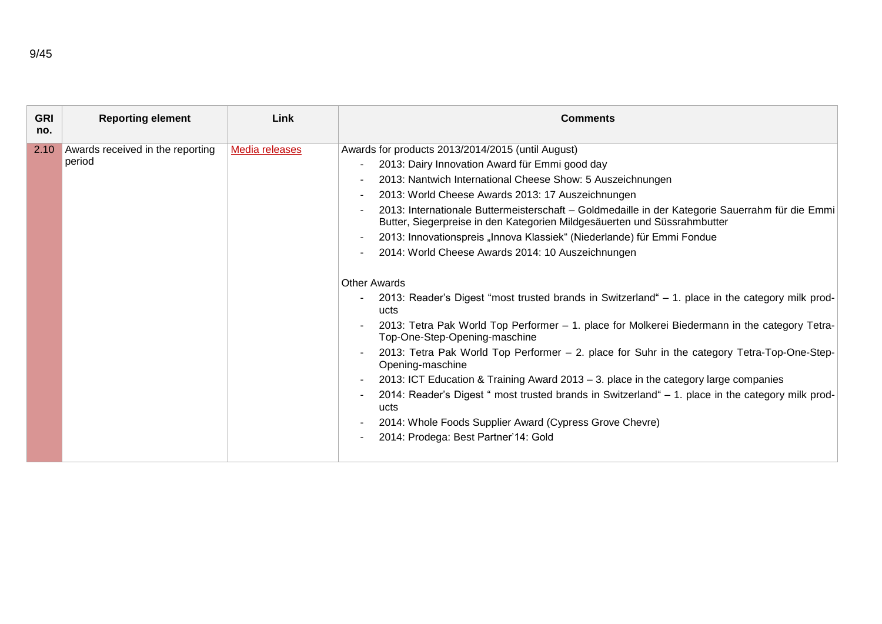| GRI no. | Reporting element | Link | Comments |
|---|---|---|---|
| 2.10 | Awards received in the reporting period | Media releases | Awards for products 2013/2014/2015 (until August)<br>- 2013: Dairy Innovation Award für Emmi good day<br>- 2013: Nantwich International Cheese Show: 5 Auszeichnungen<br>- 2013: World Cheese Awards 2013: 17 Auszeichnungen<br>- 2013: Internationale Buttermeisterschaft – Goldmedaille in der Kategorie Sauerrahm für die Emmi Butter, Siegerpreise in den Kategorien Mildgesäuerten und Süssrahmbutter<br>- 2013: Innovationspreis „Innova Klassiek" (Niederlande) für Emmi Fondue<br>- 2014: World Cheese Awards 2014: 10 Auszeichnungen<br><br>Other Awards<br>- 2013: Reader's Digest "most trusted brands in Switzerland" – 1. place in the category milk products<br>- 2013: Tetra Pak World Top Performer – 1. place for Molkerei Biedermann in the category Tetra-Top-One-Step-Opening-maschine<br>- 2013: Tetra Pak World Top Performer – 2. place for Suhr in the category Tetra-Top-One-Step-Opening-maschine<br>- 2013: ICT Education & Training Award 2013 – 3. place in the category large companies<br>- 2014: Reader's Digest " most trusted brands in Switzerland" – 1. place in the category milk products<br>- 2014: Whole Foods Supplier Award (Cypress Grove Chevre)<br>- 2014: Prodega: Best Partner'14: Gold |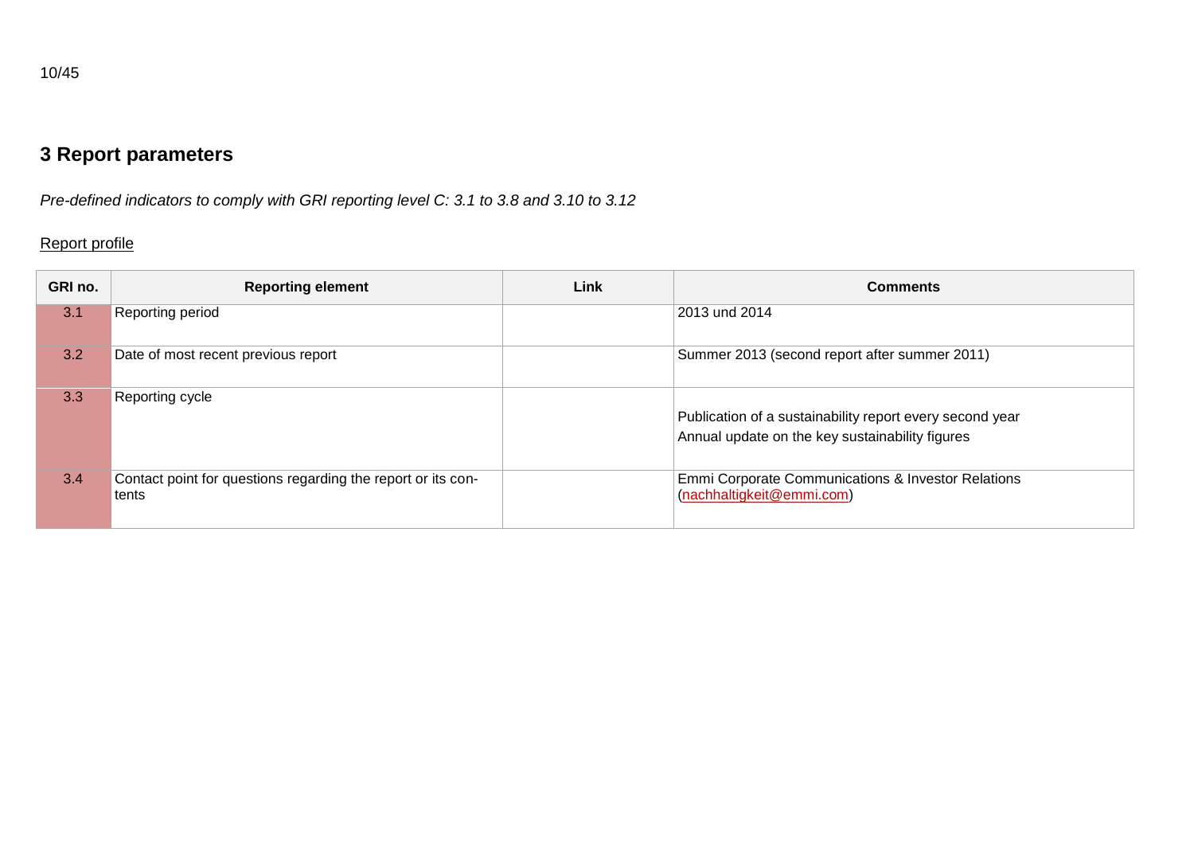# 3 Report parameters

*Pre-defined indicators to comply with GRI reporting level C: 3.1 to 3.8 and 3.10 to 3.12*

Report profile

| GRI no. | Reporting element | Link | Comments |
|---|---|---|---|
| 3.1 | Reporting period | | 2013 und 2014 |
| 3.2 | Date of most recent previous report | | Summer 2013 (second report after summer 2011) |
| 3.3 | Reporting cycle | | Publication of a sustainability report every second year<br>Annual update on the key sustainability figures |
| 3.4 | Contact point for questions regarding the report or its contents | | Emmi Corporate Communications & Investor Relations (nachhaltigkeit@emmi.com) |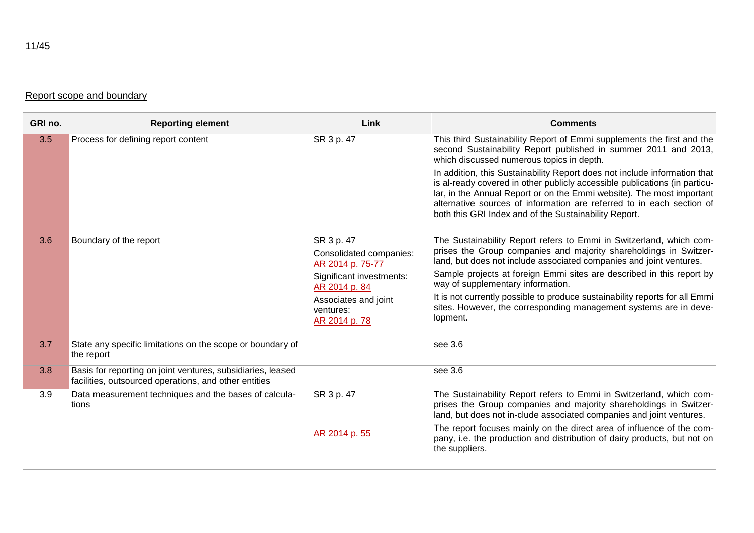Report scope and boundary

| GRI no. | Reporting element | Link | Comments |
|---|---|---|---|
| 3.5 | Process for defining report content | SR 3 p. 47 | This third Sustainability Report of Emmi supplements the first and the second Sustainability Report published in summer 2011 and 2013, which discussed numerous topics in depth.<br><br>In addition, this Sustainability Report does not include information that is al-ready covered in other publicly accessible publications (in particu-lar, in the Annual Report or on the Emmi website). The most important alternative sources of information are referred to in each section of both this GRI Index and of the Sustainability Report. |
| 3.6 | Boundary of the report | SR 3 p. 47<br><br>Consolidated companies: AR 2014 p. 75-77<br><br>Significant investments: AR 2014 p. 84<br><br>Associates and joint ventures: AR 2014 p. 78 | The Sustainability Report refers to Emmi in Switzerland, which com-prises the Group companies and majority shareholdings in Switzer-land, but does not include associated companies and joint ventures.<br><br>Sample projects at foreign Emmi sites are described in this report by way of supplementary information.<br><br>It is not currently possible to produce sustainability reports for all Emmi sites. However, the corresponding management systems are in deve-lopment. |
| 3.7 | State any specific limitations on the scope or boundary of the report | | see 3.6 |
| 3.8 | Basis for reporting on joint ventures, subsidiaries, leased facilities, outsourced operations, and other entities | | see 3.6 |
| 3.9 | Data measurement techniques and the bases of calcula-tions | SR 3 p. 47<br><br>AR 2014 p. 55 | The Sustainability Report refers to Emmi in Switzerland, which com-prises the Group companies and majority shareholdings in Switzer-land, but does not in-clude associated companies and joint ventures.<br><br>The report focuses mainly on the direct area of influence of the com-pany, i.e. the production and distribution of dairy products, but not on the suppliers. |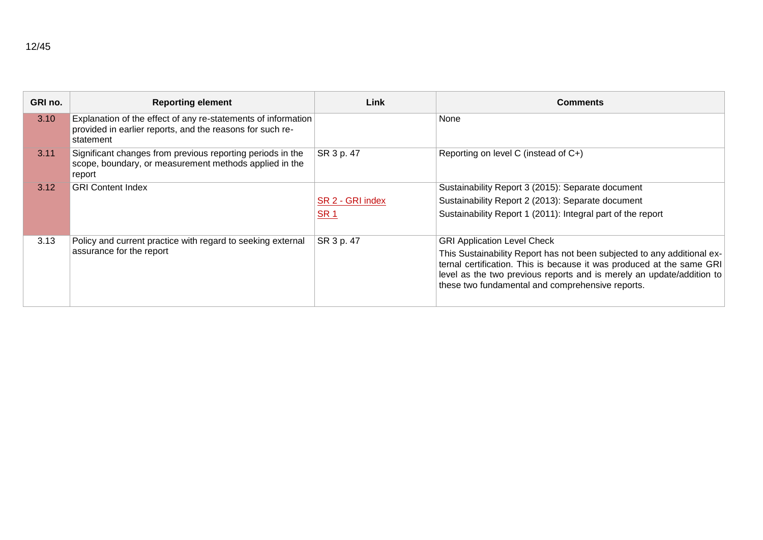| GRI no. | Reporting element | Link | Comments |
| --- | --- | --- | --- |
| 3.10 | Explanation of the effect of any re-statements of information provided in earlier reports, and the reasons for such re-statement | | None |
| 3.11 | Significant changes from previous reporting periods in the scope, boundary, or measurement methods applied in the report | SR 3 p. 47 | Reporting on level C (instead of C+) |
| 3.12 | GRI Content Index | SR 2 - GRI index<br>SR 1 | Sustainability Report 3 (2015): Separate document<br>Sustainability Report 2 (2013): Separate document<br>Sustainability Report 1 (2011): Integral part of the report |
| 3.13 | Policy and current practice with regard to seeking external assurance for the report | SR 3 p. 47 | GRI Application Level Check<br>This Sustainability Report has not been subjected to any additional external certification. This is because it was produced at the same GRI level as the two previous reports and is merely an update/addition to these two fundamental and comprehensive reports. |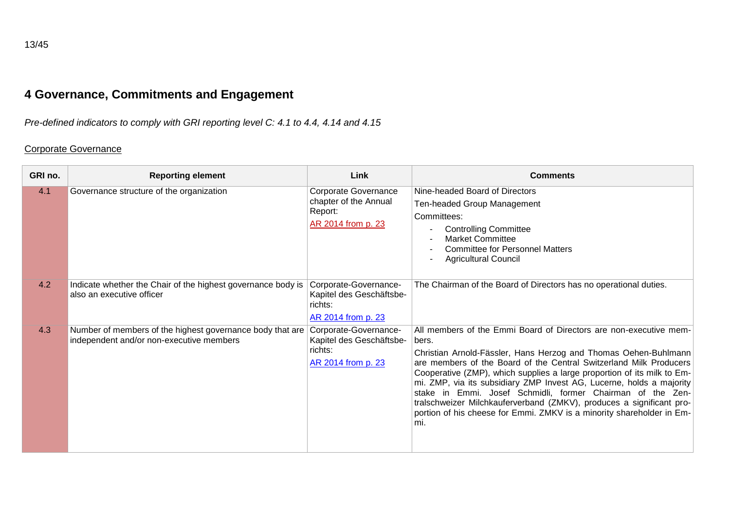# 4 Governance, Commitments and Engagement

*Pre-defined indicators to comply with GRI reporting level C: 4.1 to 4.4, 4.14 and 4.15*

Corporate Governance

| GRI no. | Reporting element | Link | Comments |
|---|---|---|---|
| 4.1 | Governance structure of the organization | Corporate Governance chapter of the Annual Report: AR 2014 from p. 23 | Nine-headed Board of Directors<br>Ten-headed Group Management<br>Committees:<br>- Controlling Committee<br>- Market Committee<br>- Committee for Personnel Matters<br>- Agricultural Council |
| 4.2 | Indicate whether the Chair of the highest governance body is also an executive officer | Corporate-Governance-Kapitel des Geschäftsberichts: AR 2014 from p. 23 | The Chairman of the Board of Directors has no operational duties. |
| 4.3 | Number of members of the highest governance body that are independent and/or non-executive members | Corporate-Governance-Kapitel des Geschäftsberichts: AR 2014 from p. 23 | All members of the Emmi Board of Directors are non-executive members.<br>Christian Arnold-Fässler, Hans Herzog and Thomas Oehen-Buhlmann are members of the Board of the Central Switzerland Milk Producers Cooperative (ZMP), which supplies a large proportion of its milk to Emmi. ZMP, via its subsidiary ZMP Invest AG, Lucerne, holds a majority stake in Emmi. Josef Schmidli, former Chairman of the Zentralschweizer Milchkauferverband (ZMKV), produces a significant proportion of his cheese for Emmi. ZMKV is a minority shareholder in Emmi. |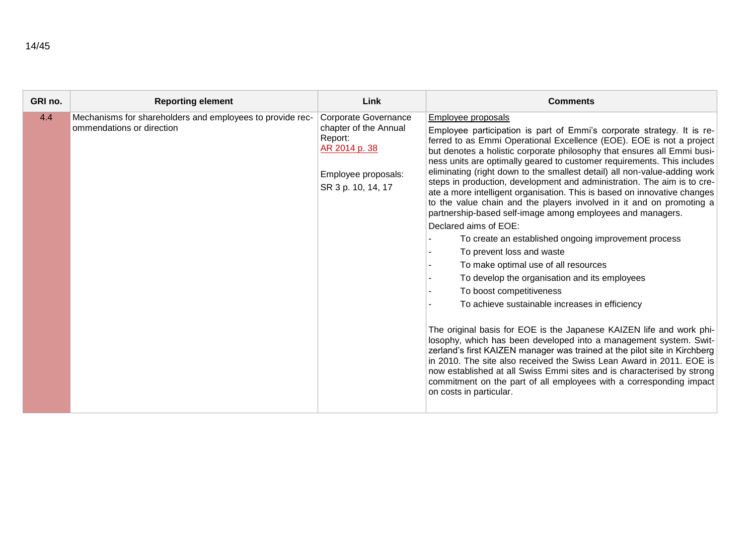| GRI no. | Reporting element | Link | Comments |
|---|---|---|---|
| 4.4 | Mechanisms for shareholders and employees to provide recommendations or direction | Corporate Governance chapter of the Annual Report: AR 2014 p. 38<br><br>Employee proposals: SR 3 p. 10, 14, 17 | Employee proposals<br>Employee participation is part of Emmi's corporate strategy. It is referred to as Emmi Operational Excellence (EOE). EOE is not a project but denotes a holistic corporate philosophy that ensures all Emmi business units are optimally geared to customer requirements. This includes eliminating (right down to the smallest detail) all non-value-adding work steps in production, development and administration. The aim is to create a more intelligent organisation. This is based on innovative changes to the value chain and the players involved in it and on promoting a partnership-based self-image among employees and managers.<br>Declared aims of EOE:<br>- To create an established ongoing improvement process<br>- To prevent loss and waste<br>- To make optimal use of all resources<br>- To develop the organisation and its employees<br>- To boost competitiveness<br>- To achieve sustainable increases in efficiency<br><br>The original basis for EOE is the Japanese KAIZEN life and work philosophy, which has been developed into a management system. Switzerland's first KAIZEN manager was trained at the pilot site in Kirchberg in 2010. The site also received the Swiss Lean Award in 2011. EOE is now established at all Swiss Emmi sites and is characterised by strong commitment on the part of all employees with a corresponding impact on costs in particular. |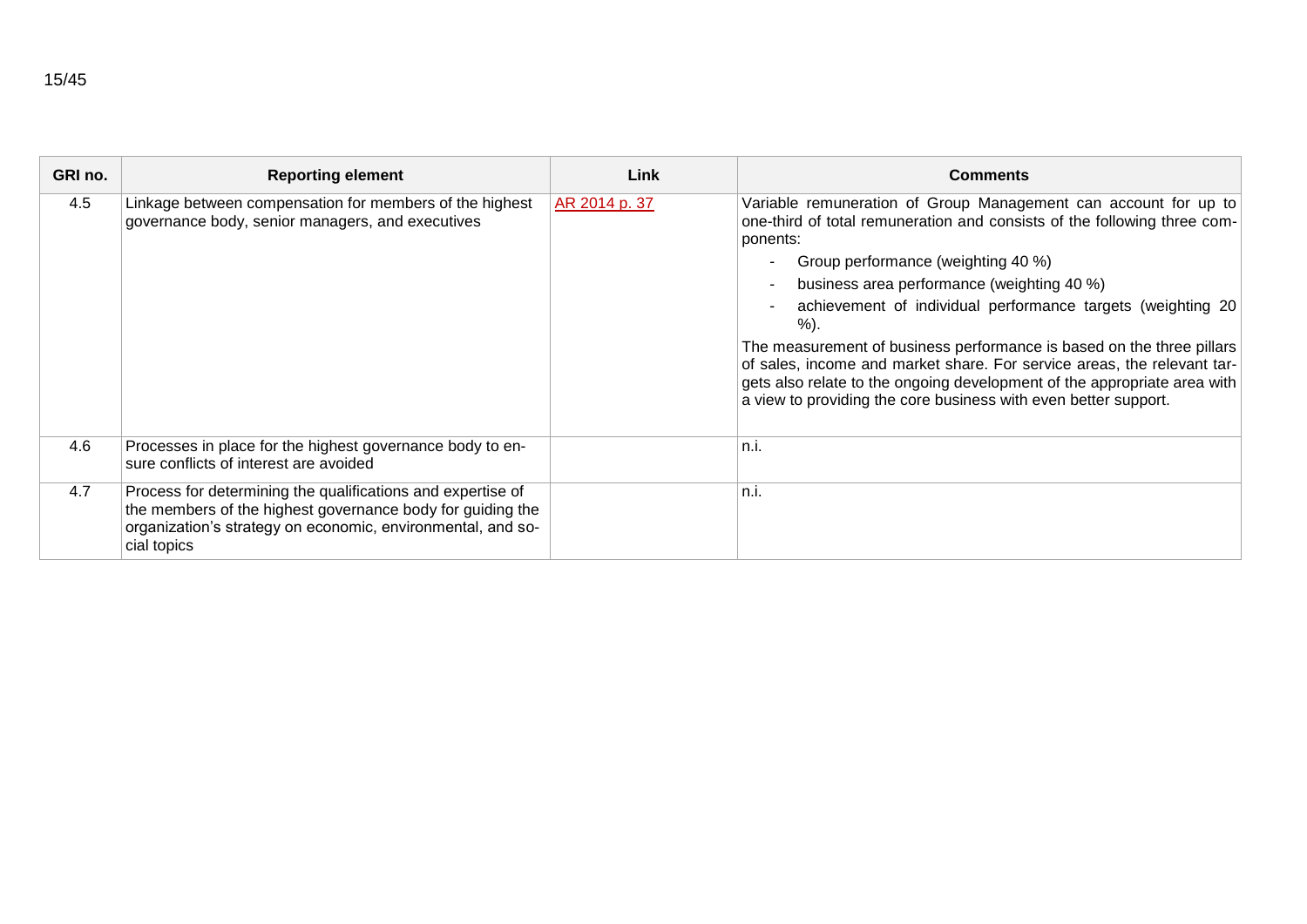| GRI no. | Reporting element | Link | Comments |
|---|---|---|---|
| 4.5 | Linkage between compensation for members of the highest governance body, senior managers, and executives | AR 2014 p. 37 | Variable remuneration of Group Management can account for up to one-third of total remuneration and consists of the following three components:<br>- Group performance (weighting 40 %)<br>- business area performance (weighting 40 %)<br>- achievement of individual performance targets (weighting 20 %).<br>The measurement of business performance is based on the three pillars of sales, income and market share. For service areas, the relevant targets also relate to the ongoing development of the appropriate area with a view to providing the core business with even better support. |
| 4.6 | Processes in place for the highest governance body to ensure conflicts of interest are avoided | | n.i. |
| 4.7 | Process for determining the qualifications and expertise of the members of the highest governance body for guiding the organization's strategy on economic, environmental, and social topics | | n.i. |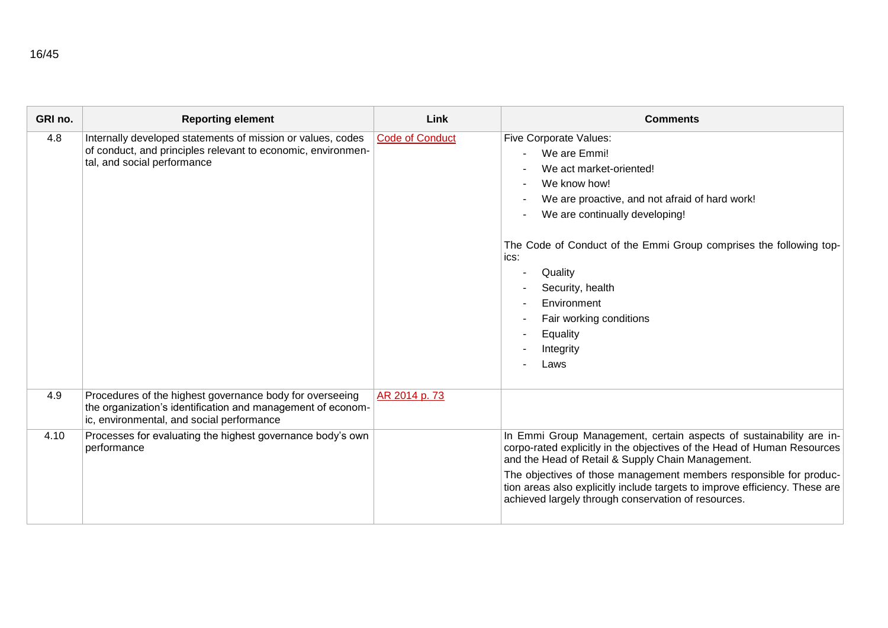| GRI no. | Reporting element | Link | Comments |
|---|---|---|---|
| 4.8 | Internally developed statements of mission or values, codes of conduct, and principles relevant to economic, environmental, and social performance | Code of Conduct | Five Corporate Values:<br>- We are Emmi!<br>- We act market-oriented!<br>- We know how!<br>- We are proactive, and not afraid of hard work!<br>- We are continually developing!<br><br>The Code of Conduct of the Emmi Group comprises the following topics:<br>- Quality<br>- Security, health<br>- Environment<br>- Fair working conditions<br>- Equality<br>- Integrity<br>- Laws |
| 4.9 | Procedures of the highest governance body for overseeing the organization's identification and management of economic, environmental, and social performance | AR 2014 p. 73 | |
| 4.10 | Processes for evaluating the highest governance body's own performance | | In Emmi Group Management, certain aspects of sustainability are incorpo-rated explicitly in the objectives of the Head of Human Resources and the Head of Retail & Supply Chain Management.<br>The objectives of those management members responsible for production areas also explicitly include targets to improve efficiency. These are achieved largely through conservation of resources. |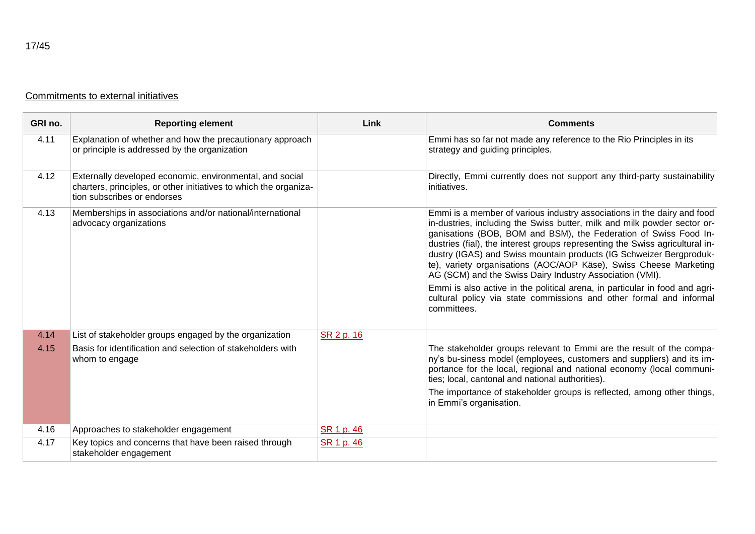Commitments to external initiatives

| GRI no. | Reporting element | Link | Comments |
|---|---|---|---|
| 4.11 | Explanation of whether and how the precautionary approach or principle is addressed by the organization | | Emmi has so far not made any reference to the Rio Principles in its strategy and guiding principles. |
| 4.12 | Externally developed economic, environmental, and social charters, principles, or other initiatives to which the organization subscribes or endorses | | Directly, Emmi currently does not support any third-party sustainability initiatives. |
| 4.13 | Memberships in associations and/or national/international advocacy organizations | | Emmi is a member of various industry associations in the dairy and food in-dustries, including the Swiss butter, milk and milk powder sector organisations (BOB, BOM and BSM), the Federation of Swiss Food Industries (fial), the interest groups representing the Swiss agricultural industry (IGAS) and Swiss mountain products (IG Schweizer Bergprodukte), variety organisations (AOC/AOP Käse), Swiss Cheese Marketing AG (SCM) and the Swiss Dairy Industry Association (VMI). <br><br> Emmi is also active in the political arena, in particular in food and agricultural policy via state commissions and other formal and informal committees. |
| 4.14 | List of stakeholder groups engaged by the organization | SR 2 p. 16 | |
| 4.15 | Basis for identification and selection of stakeholders with whom to engage | | The stakeholder groups relevant to Emmi are the result of the company's bu-siness model (employees, customers and suppliers) and its importance for the local, regional and national economy (local communities; local, cantonal and national authorities). <br><br> The importance of stakeholder groups is reflected, among other things, in Emmi's organisation. |
| 4.16 | Approaches to stakeholder engagement | SR 1 p. 46 | |
| 4.17 | Key topics and concerns that have been raised through stakeholder engagement | SR 1 p. 46 | |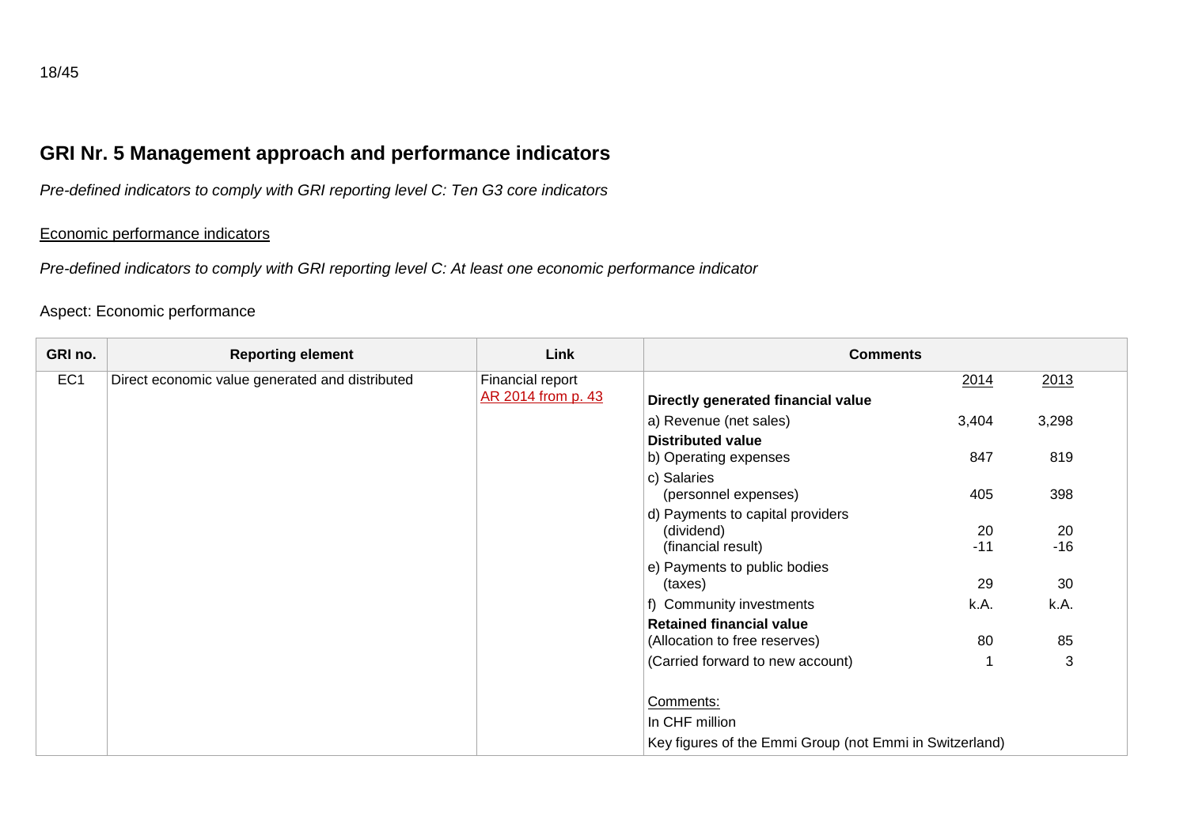## GRI Nr. 5 Management approach and performance indicators

*Pre-defined indicators to comply with GRI reporting level C: Ten G3 core indicators*

Economic performance indicators

*Pre-defined indicators to comply with GRI reporting level C: At least one economic performance indicator*

Aspect: Economic performance

| GRI no. | Reporting element | Link | Comments | 2014 | 2013 |
|---|---|---|---|---|---|
| EC1 | Direct economic value generated and distributed | Financial report<br>AR 2014 from p. 43 | **Directly generated financial value** | | |
| | | | a) Revenue (net sales) | 3,404 | 3,298 |
| | | | **Distributed value**<br>b) Operating expenses | 847 | 819 |
| | | | c) Salaries<br>(personnel expenses) | 405 | 398 |
| | | | d) Payments to capital providers<br>(dividend)<br>(financial result) | <br>20<br>-11 | <br>20<br>-16 |
| | | | e) Payments to public bodies<br>(taxes) | 29 | 30 |
| | | | f) Community investments | k.A. | k.A. |
| | | | **Retained financial value**<br>(Allocation to free reserves) | 80 | 85 |
| | | | (Carried forward to new account) | 1 | 3 |
| | | | Comments:<br>In CHF million<br>Key figures of the Emmi Group (not Emmi in Switzerland) | | |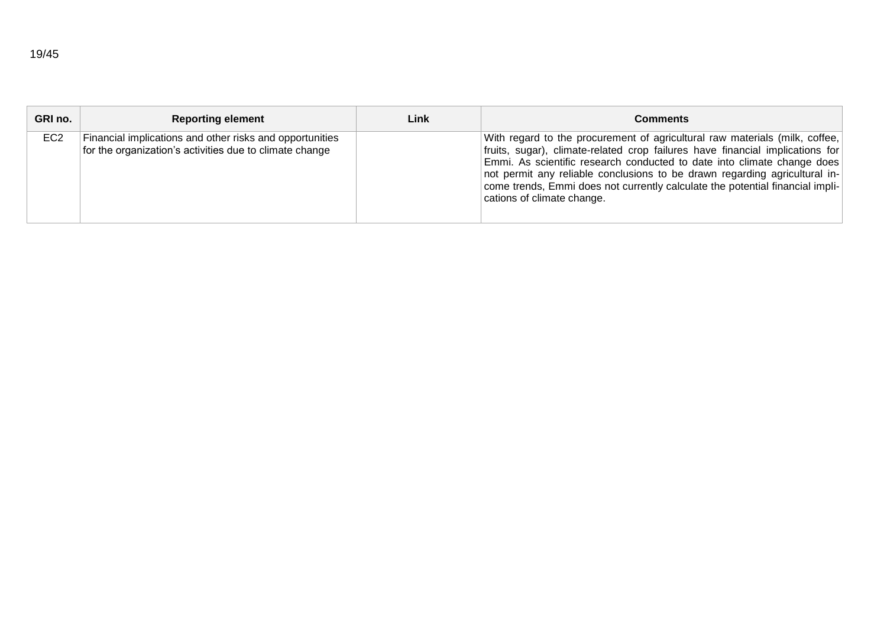| GRI no. | Reporting element | Link | Comments |
|---|---|---|---|
| EC2 | Financial implications and other risks and opportunities for the organization's activities due to climate change | | With regard to the procurement of agricultural raw materials (milk, coffee, fruits, sugar), climate-related crop failures have financial implications for Emmi. As scientific research conducted to date into climate change does not permit any reliable conclusions to be drawn regarding agricultural income trends, Emmi does not currently calculate the potential financial implications of climate change. |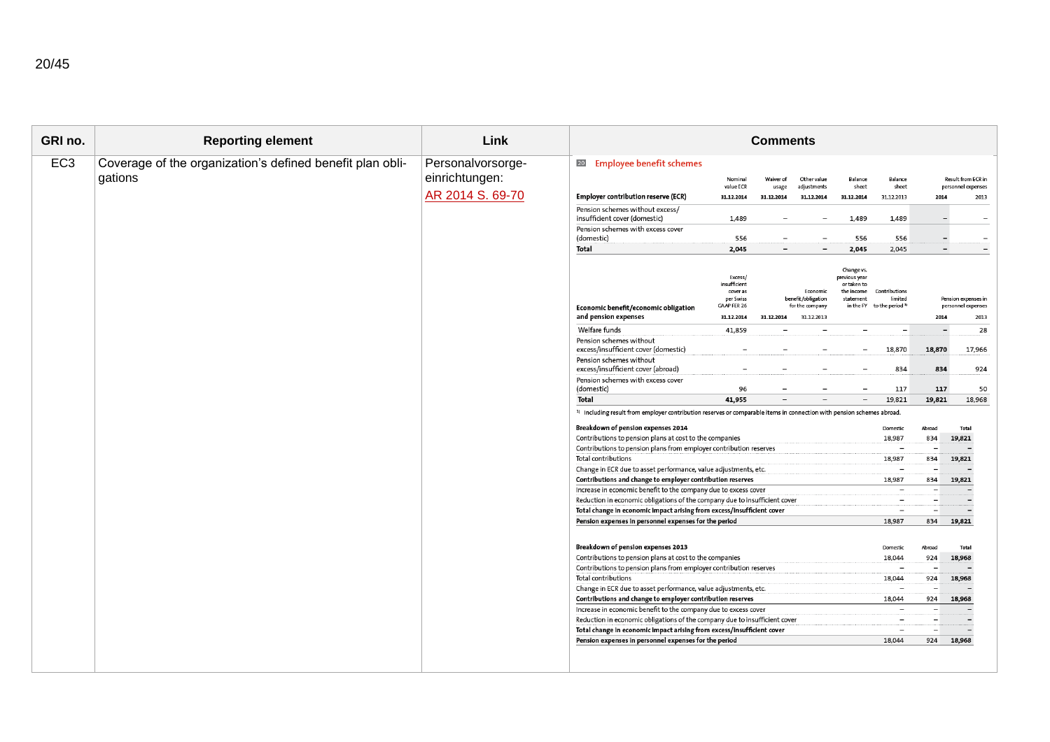| GRI no. | Reporting element | Link | Comments |
|---|---|---|---|
| EC3 | Coverage of the organization's defined benefit plan obligations | Personalvorsorge-einrichtungen: [AR 2014 S. 69-70]() | See tables below |

**20 Employee benefit schemes**

| Employer contribution reserve (ECR) | Nominal value ECR 31.12.2014 | Waiver of usage 31.12.2014 | Other value adjustments 31.12.2014 | Balance sheet 31.12.2014 | Balance sheet 31.12.2013 | Result from ECR in personnel expenses 2014 | Result from ECR in personnel expenses 2013 |
|---|---|---|---|---|---|---|---|
| Pension schemes without excess/insufficient cover (domestic) | 1,489 | – | – | 1,489 | 1,489 | – | – |
| Pension schemes with excess cover (domestic) | 556 | – | – | 556 | 556 | – | – |
| **Total** | **2,045** | **–** | **–** | **2,045** | 2,045 | **–** | **–** |

| Economic benefit/economic obligation and pension expenses | Excess/insufficient cover as per Swiss GAAP FER 26 31.12.2014 | Economic benefit/obligation for the company 31.12.2014 | Economic benefit/obligation for the company 31.12.2013 | Change vs. previous year or taken to the income statement in the FY | Contributions limited to the period [1] | Pension expenses in personnel expenses 2014 | Pension expenses in personnel expenses 2013 |
|---|---|---|---|---|---|---|---|
| Welfare funds | 41,859 | – | – | – | – | – | 28 |
| Pension schemes without excess/insufficient cover (domestic) | – | – | – | – | 18,870 | 18,870 | 17,966 |
| Pension schemes without excess/insufficient cover (abroad) | – | – | – | – | 834 | 834 | 924 |
| Pension schemes with excess cover (domestic) | 96 | – | – | – | 117 | 117 | 50 |
| **Total** | **41,955** | **–** | – | – | 19,821 | **19,821** | 18,968 |

[1] Including result from employer contribution reserves or comparable items in connection with pension schemes abroad.

| Breakdown of pension expenses 2014 | Domestic | Abroad | Total |
|---|---|---|---|
| Contributions to pension plans at cost to the companies | 18,987 | 834 | **19,821** |
| Contributions to pension plans from employer contribution reserves | – | – | – |
| Total contributions | 18,987 | 834 | **19,821** |
| Change in ECR due to asset performance, value adjustments, etc. | – | – | – |
| **Contributions and change to employer contribution reserves** | 18,987 | 834 | **19,821** |
| Increase in economic benefit to the company due to excess cover | – | – | – |
| Reduction in economic obligations of the company due to insufficient cover | – | – | – |
| **Total change in economic impact arising from excess/insufficient cover** | – | – | – |
| **Pension expenses in personnel expenses for the period** | 18,987 | 834 | **19,821** |

| Breakdown of pension expenses 2013 | Domestic | Abroad | Total |
|---|---|---|---|
| Contributions to pension plans at cost to the companies | 18,044 | 924 | **18,968** |
| Contributions to pension plans from employer contribution reserves | – | – | – |
| Total contributions | 18,044 | 924 | **18,968** |
| Change in ECR due to asset performance, value adjustments, etc. | – | – | – |
| **Contributions and change to employer contribution reserves** | 18,044 | 924 | **18,968** |
| Increase in economic benefit to the company due to excess cover | – | – | – |
| Reduction in economic obligations of the company due to insufficient cover | – | – | – |
| **Total change in economic impact arising from excess/insufficient cover** | – | – | – |
| **Pension expenses in personnel expenses for the period** | 18,044 | 924 | **18,968** |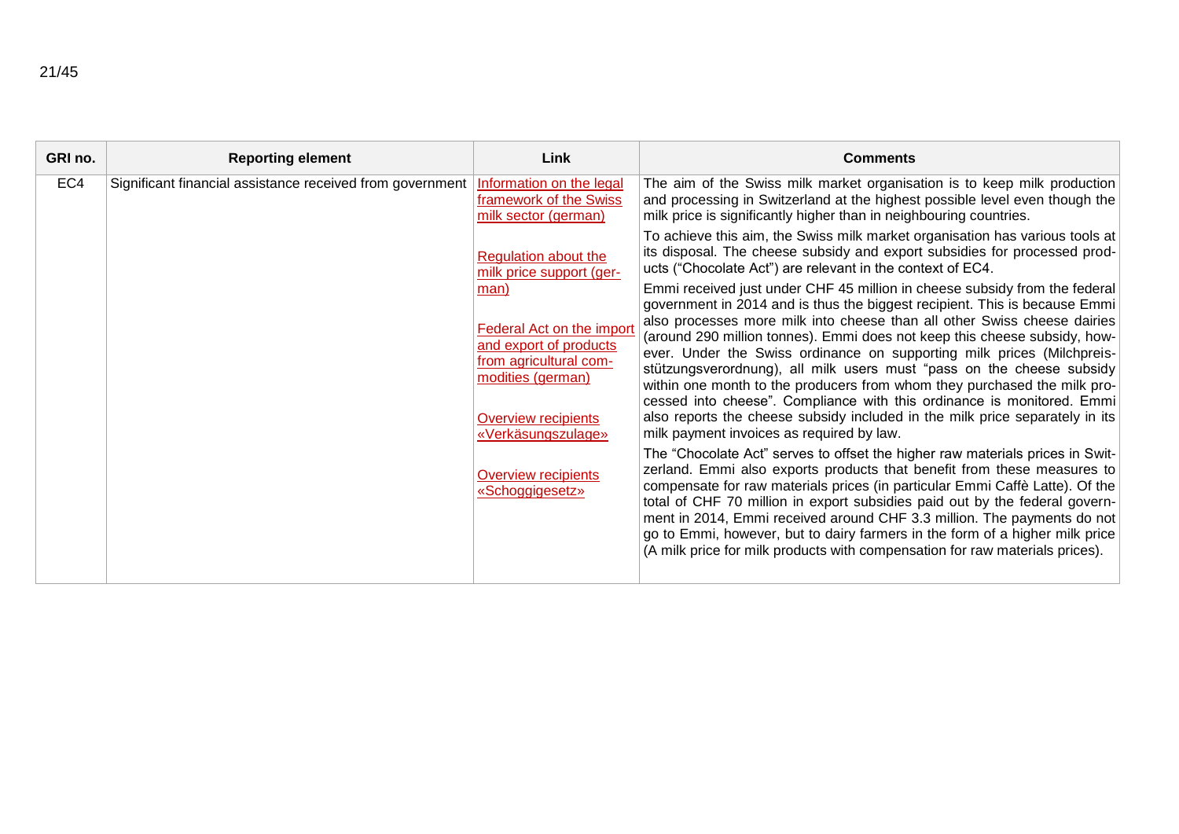| GRI no. | Reporting element | Link | Comments |
|---|---|---|---|
| EC4 | Significant financial assistance received from government | Information on the legal framework of the Swiss milk sector (german)<br><br>Regulation about the milk price support (german)<br><br>Federal Act on the import and export of products from agricultural commodities (german)<br><br>Overview recipients «Verkäsungszulage»<br><br>Overview recipients «Schoggigesetz» | The aim of the Swiss milk market organisation is to keep milk production and processing in Switzerland at the highest possible level even though the milk price is significantly higher than in neighbouring countries.<br><br>To achieve this aim, the Swiss milk market organisation has various tools at its disposal. The cheese subsidy and export subsidies for processed products ("Chocolate Act") are relevant in the context of EC4.<br><br>Emmi received just under CHF 45 million in cheese subsidy from the federal government in 2014 and is thus the biggest recipient. This is because Emmi also processes more milk into cheese than all other Swiss cheese dairies (around 290 million tonnes). Emmi does not keep this cheese subsidy, however. Under the Swiss ordinance on supporting milk prices (Milchpreisstützungsverordnung), all milk users must "pass on the cheese subsidy within one month to the producers from whom they purchased the milk processed into cheese". Compliance with this ordinance is monitored. Emmi also reports the cheese subsidy included in the milk price separately in its milk payment invoices as required by law.<br><br>The "Chocolate Act" serves to offset the higher raw materials prices in Switzerland. Emmi also exports products that benefit from these measures to compensate for raw materials prices (in particular Emmi Caffè Latte). Of the total of CHF 70 million in export subsidies paid out by the federal government in 2014, Emmi received around CHF 3.3 million. The payments do not go to Emmi, however, but to dairy farmers in the form of a higher milk price (A milk price for milk products with compensation for raw materials prices). |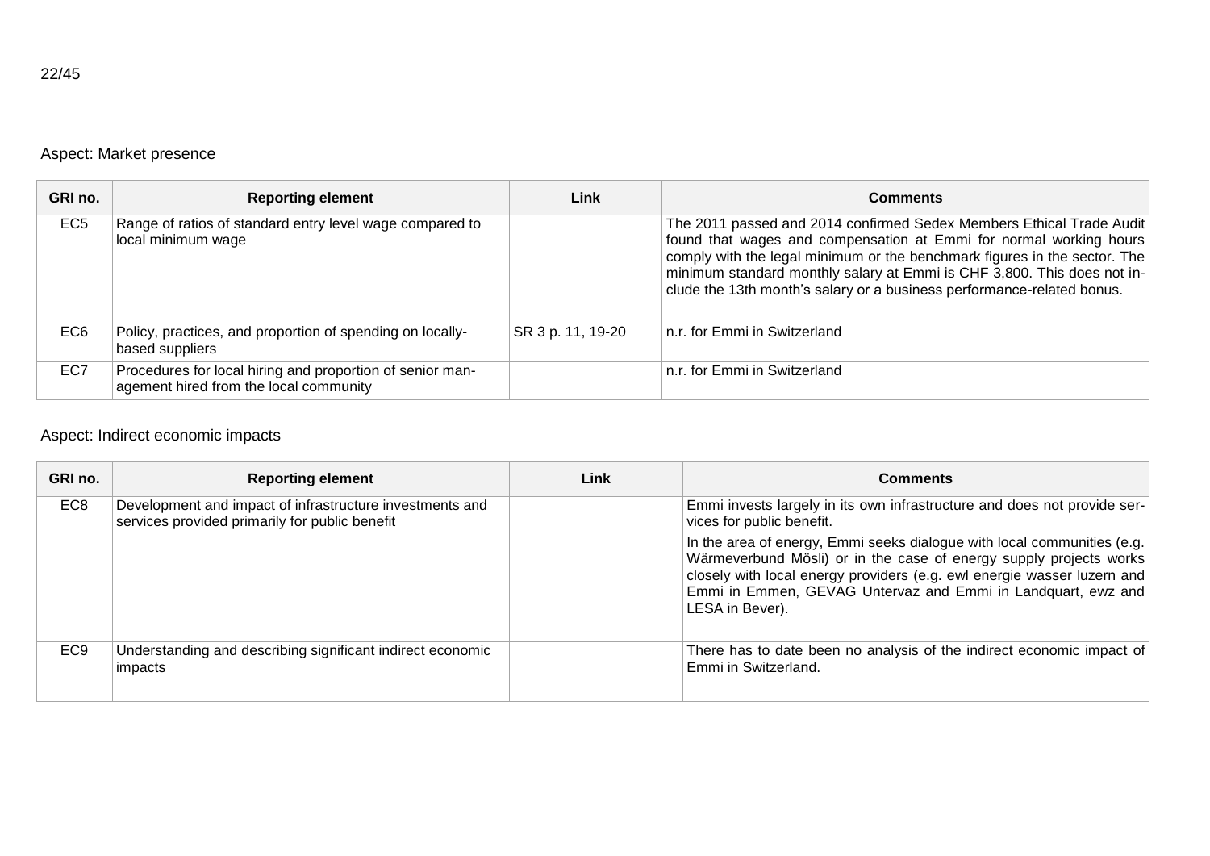## Aspect: Market presence

| GRI no. | Reporting element | Link | Comments |
|---|---|---|---|
| EC5 | Range of ratios of standard entry level wage compared to local minimum wage | | The 2011 passed and 2014 confirmed Sedex Members Ethical Trade Audit found that wages and compensation at Emmi for normal working hours comply with the legal minimum or the benchmark figures in the sector. The minimum standard monthly salary at Emmi is CHF 3,800. This does not include the 13th month's salary or a business performance-related bonus. |
| EC6 | Policy, practices, and proportion of spending on locally-based suppliers | SR 3 p. 11, 19-20 | n.r. for Emmi in Switzerland |
| EC7 | Procedures for local hiring and proportion of senior management hired from the local community | | n.r. for Emmi in Switzerland |

## Aspect: Indirect economic impacts

| GRI no. | Reporting element | Link | Comments |
|---|---|---|---|
| EC8 | Development and impact of infrastructure investments and services provided primarily for public benefit | | Emmi invests largely in its own infrastructure and does not provide services for public benefit.<br><br>In the area of energy, Emmi seeks dialogue with local communities (e.g. Wärmeverbund Mösli) or in the case of energy supply projects works closely with local energy providers (e.g. ewl energie wasser luzern and Emmi in Emmen, GEVAG Untervaz and Emmi in Landquart, ewz and LESA in Bever). |
| EC9 | Understanding and describing significant indirect economic impacts | | There has to date been no analysis of the indirect economic impact of Emmi in Switzerland. |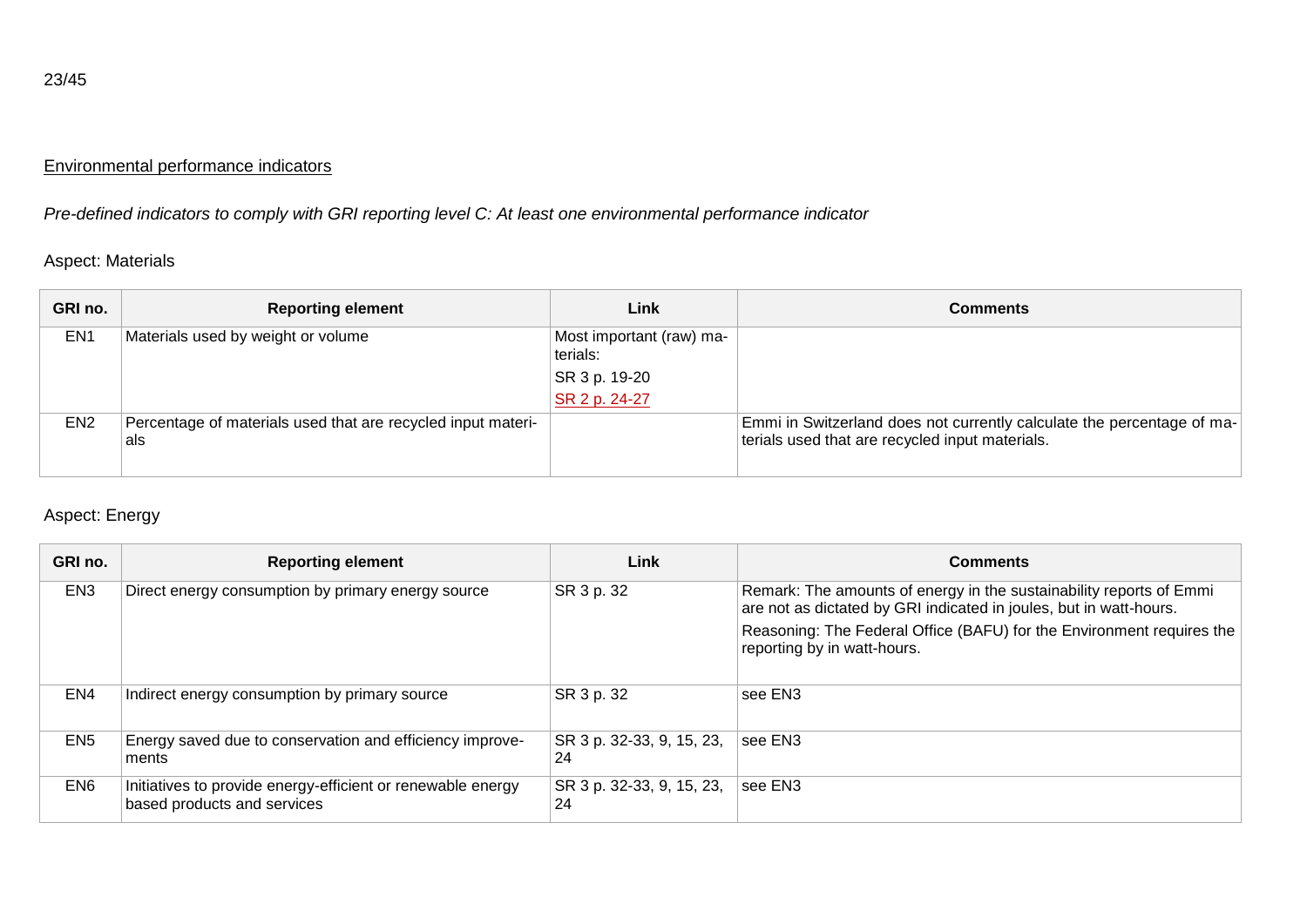## Environmental performance indicators

*Pre-defined indicators to comply with GRI reporting level C: At least one environmental performance indicator*

### Aspect: Materials

| GRI no. | Reporting element | Link | Comments |
|---|---|---|---|
| EN1 | Materials used by weight or volume | Most important (raw) materials:<br>SR 3 p. 19-20<br>SR 2 p. 24-27 | |
| EN2 | Percentage of materials used that are recycled input materials | | Emmi in Switzerland does not currently calculate the percentage of materials used that are recycled input materials. |

### Aspect: Energy

| GRI no. | Reporting element | Link | Comments |
|---|---|---|---|
| EN3 | Direct energy consumption by primary energy source | SR 3 p. 32 | Remark: The amounts of energy in the sustainability reports of Emmi are not as dictated by GRI indicated in joules, but in watt-hours.<br>Reasoning: The Federal Office (BAFU) for the Environment requires the reporting by in watt-hours. |
| EN4 | Indirect energy consumption by primary source | SR 3 p. 32 | see EN3 |
| EN5 | Energy saved due to conservation and efficiency improvements | SR 3 p. 32-33, 9, 15, 23, 24 | see EN3 |
| EN6 | Initiatives to provide energy-efficient or renewable energy based products and services | SR 3 p. 32-33, 9, 15, 23, 24 | see EN3 |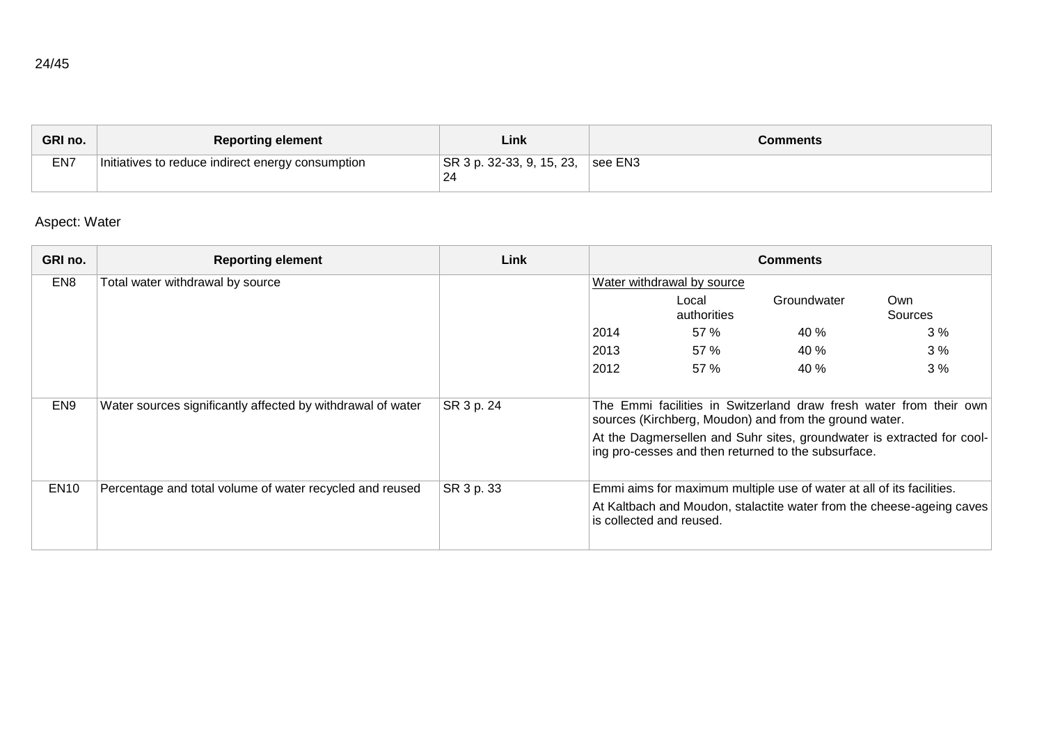| GRI no. | Reporting element | Link | Comments |
|---|---|---|---|
| EN7 | Initiatives to reduce indirect energy consumption | SR 3 p. 32-33, 9, 15, 23, 24 | see EN3 |

Aspect: Water

| GRI no. | Reporting element | Link | Comments |
|---|---|---|---|
| EN8 | Total water withdrawal by source | | Water withdrawal by source<br><br>\| \| Local authorities \| Groundwater \| Own Sources \|<br>2014: 57 % \| 40 % \| 3 %<br>2013: 57 % \| 40 % \| 3 %<br>2012: 57 % \| 40 % \| 3 % |
| EN9 | Water sources significantly affected by withdrawal of water | SR 3 p. 24 | The Emmi facilities in Switzerland draw fresh water from their own sources (Kirchberg, Moudon) and from the ground water.<br><br>At the Dagmersellen and Suhr sites, groundwater is extracted for cool-ing pro-cesses and then returned to the subsurface. |
| EN10 | Percentage and total volume of water recycled and reused | SR 3 p. 33 | Emmi aims for maximum multiple use of water at all of its facilities.<br><br>At Kaltbach and Moudon, stalactite water from the cheese-ageing caves is collected and reused. |

Water withdrawal by source (EN8):

| Year | Local authorities | Groundwater | Own Sources |
|---|---|---|---|
| 2014 | 57 % | 40 % | 3 % |
| 2013 | 57 % | 40 % | 3 % |
| 2012 | 57 % | 40 % | 3 % |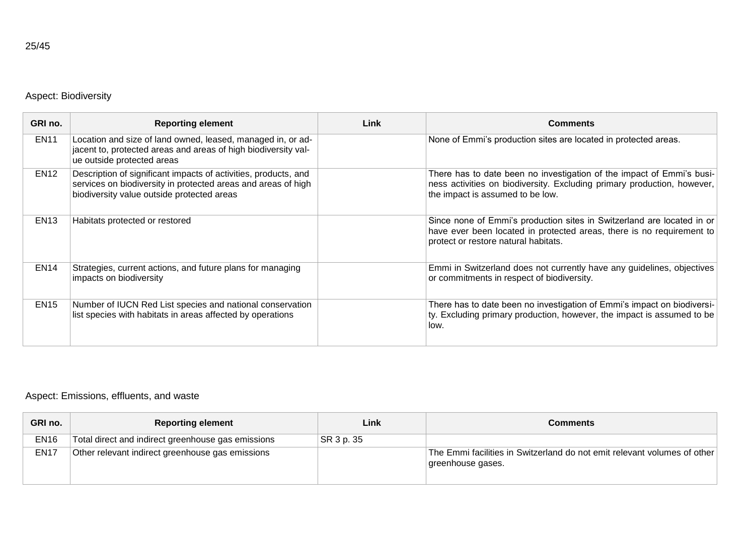## Aspect: Biodiversity

| GRI no. | Reporting element | Link | Comments |
|---|---|---|---|
| EN11 | Location and size of land owned, leased, managed in, or adjacent to, protected areas and areas of high biodiversity value outside protected areas | | None of Emmi's production sites are located in protected areas. |
| EN12 | Description of significant impacts of activities, products, and services on biodiversity in protected areas and areas of high biodiversity value outside protected areas | | There has to date been no investigation of the impact of Emmi's business activities on biodiversity. Excluding primary production, however, the impact is assumed to be low. |
| EN13 | Habitats protected or restored | | Since none of Emmi's production sites in Switzerland are located in or have ever been located in protected areas, there is no requirement to protect or restore natural habitats. |
| EN14 | Strategies, current actions, and future plans for managing impacts on biodiversity | | Emmi in Switzerland does not currently have any guidelines, objectives or commitments in respect of biodiversity. |
| EN15 | Number of IUCN Red List species and national conservation list species with habitats in areas affected by operations | | There has to date been no investigation of Emmi's impact on biodiversity. Excluding primary production, however, the impact is assumed to be low. |

## Aspect: Emissions, effluents, and waste

| GRI no. | Reporting element | Link | Comments |
|---|---|---|---|
| EN16 | Total direct and indirect greenhouse gas emissions | SR 3 p. 35 | |
| EN17 | Other relevant indirect greenhouse gas emissions | | The Emmi facilities in Switzerland do not emit relevant volumes of other greenhouse gases. |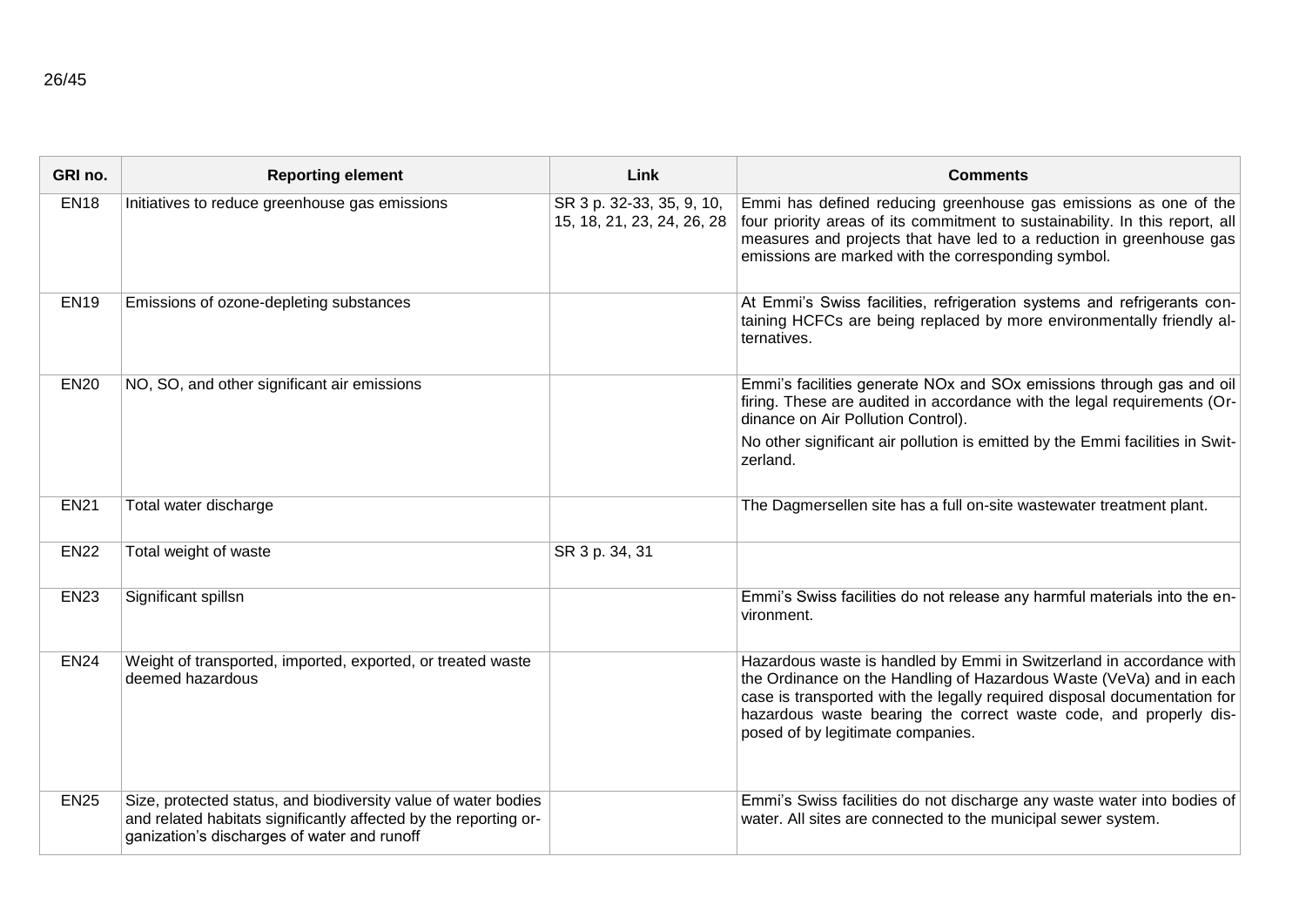| GRI no. | Reporting element | Link | Comments |
|---|---|---|---|
| EN18 | Initiatives to reduce greenhouse gas emissions | SR 3 p. 32-33, 35, 9, 10, 15, 18, 21, 23, 24, 26, 28 | Emmi has defined reducing greenhouse gas emissions as one of the four priority areas of its commitment to sustainability. In this report, all measures and projects that have led to a reduction in greenhouse gas emissions are marked with the corresponding symbol. |
| EN19 | Emissions of ozone-depleting substances | | At Emmi's Swiss facilities, refrigeration systems and refrigerants containing HCFCs are being replaced by more environmentally friendly alternatives. |
| EN20 | NO, SO, and other significant air emissions | | Emmi's facilities generate NOx and SOx emissions through gas and oil firing. These are audited in accordance with the legal requirements (Ordinance on Air Pollution Control).<br>No other significant air pollution is emitted by the Emmi facilities in Switzerland. |
| EN21 | Total water discharge | | The Dagmersellen site has a full on-site wastewater treatment plant. |
| EN22 | Total weight of waste | SR 3 p. 34, 31 | |
| EN23 | Significant spillsn | | Emmi's Swiss facilities do not release any harmful materials into the environment. |
| EN24 | Weight of transported, imported, exported, or treated waste deemed hazardous | | Hazardous waste is handled by Emmi in Switzerland in accordance with the Ordinance on the Handling of Hazardous Waste (VeVa) and in each case is transported with the legally required disposal documentation for hazardous waste bearing the correct waste code, and properly disposed of by legitimate companies. |
| EN25 | Size, protected status, and biodiversity value of water bodies and related habitats significantly affected by the reporting organization's discharges of water and runoff | | Emmi's Swiss facilities do not discharge any waste water into bodies of water. All sites are connected to the municipal sewer system. |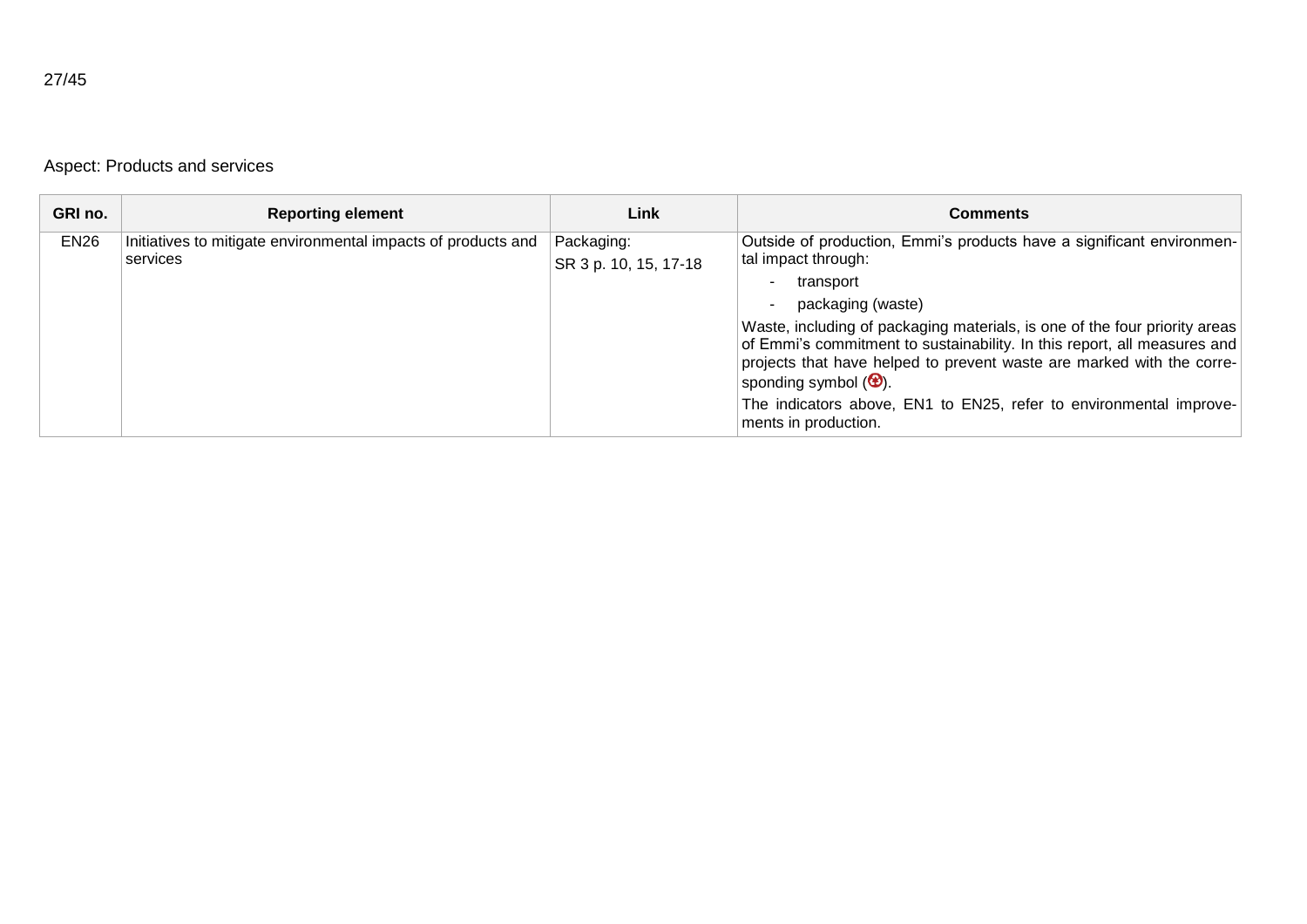Aspect: Products and services

| GRI no. | Reporting element | Link | Comments |
|---|---|---|---|
| EN26 | Initiatives to mitigate environmental impacts of products and services | Packaging:<br>SR 3 p. 10, 15, 17-18 | Outside of production, Emmi's products have a significant environmental impact through:<br>- transport<br>- packaging (waste)<br>Waste, including of packaging materials, is one of the four priority areas of Emmi's commitment to sustainability. In this report, all measures and projects that have helped to prevent waste are marked with the corresponding symbol ( ).<br>The indicators above, EN1 to EN25, refer to environmental improvements in production. |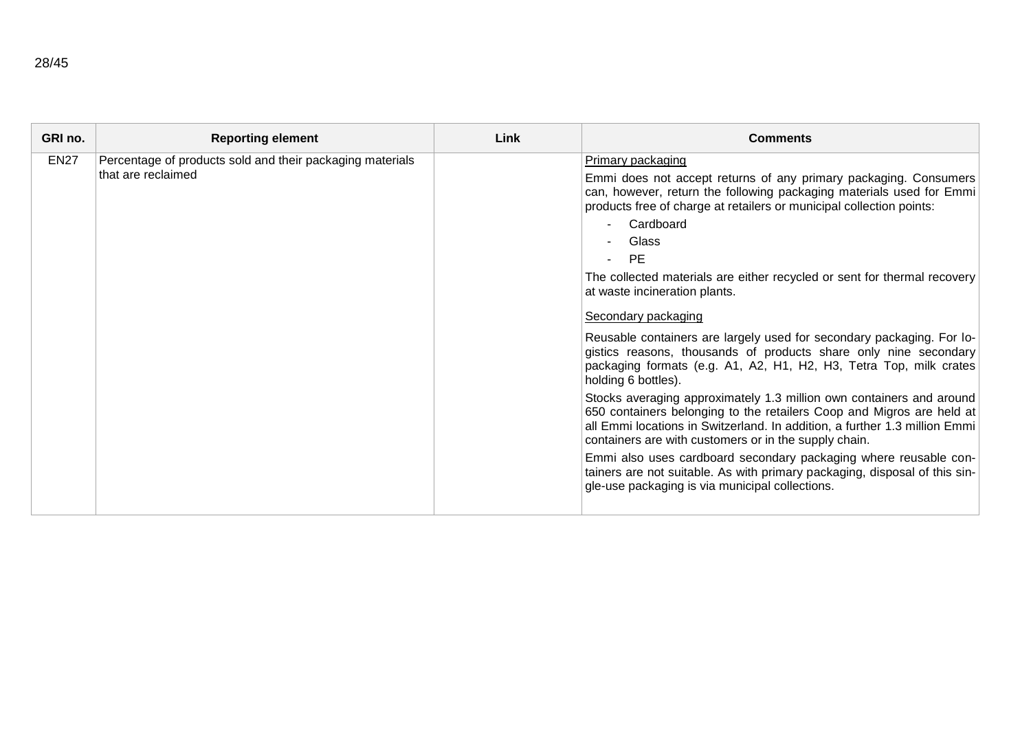| GRI no. | Reporting element | Link | Comments |
|---|---|---|---|
| EN27 | Percentage of products sold and their packaging materials that are reclaimed | | Primary packaging<br><br>Emmi does not accept returns of any primary packaging. Consumers can, however, return the following packaging materials used for Emmi products free of charge at retailers or municipal collection points:<br>- Cardboard<br>- Glass<br>- PE<br><br>The collected materials are either recycled or sent for thermal recovery at waste incineration plants.<br><br>Secondary packaging<br><br>Reusable containers are largely used for secondary packaging. For logistics reasons, thousands of products share only nine secondary packaging formats (e.g. A1, A2, H1, H2, H3, Tetra Top, milk crates holding 6 bottles).<br><br>Stocks averaging approximately 1.3 million own containers and around 650 containers belonging to the retailers Coop and Migros are held at all Emmi locations in Switzerland. In addition, a further 1.3 million Emmi containers are with customers or in the supply chain.<br><br>Emmi also uses cardboard secondary packaging where reusable containers are not suitable. As with primary packaging, disposal of this single-use packaging is via municipal collections. |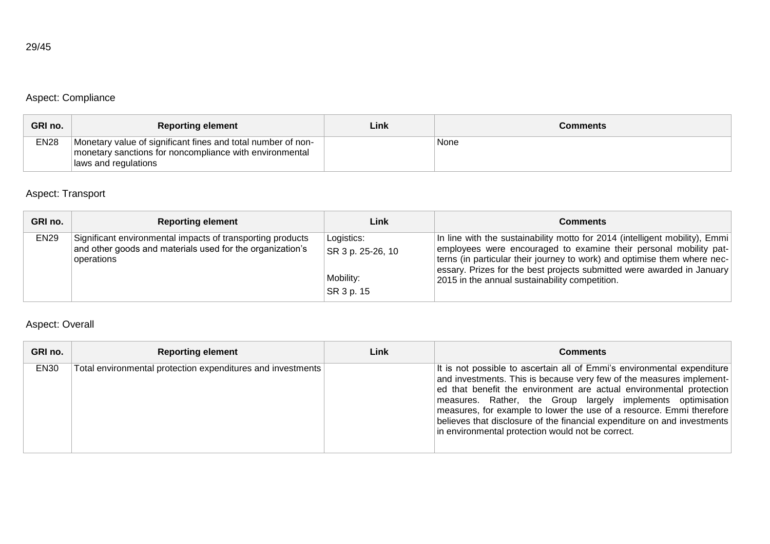## Aspect: Compliance

| GRI no. | Reporting element | Link | Comments |
|---|---|---|---|
| EN28 | Monetary value of significant fines and total number of non-monetary sanctions for noncompliance with environmental laws and regulations | | None |

## Aspect: Transport

| GRI no. | Reporting element | Link | Comments |
|---|---|---|---|
| EN29 | Significant environmental impacts of transporting products and other goods and materials used for the organization's operations | Logistics: SR 3 p. 25-26, 10<br><br>Mobility: SR 3 p. 15 | In line with the sustainability motto for 2014 (intelligent mobility), Emmi employees were encouraged to examine their personal mobility patterns (in particular their journey to work) and optimise them where necessary. Prizes for the best projects submitted were awarded in January 2015 in the annual sustainability competition. |

## Aspect: Overall

| GRI no. | Reporting element | Link | Comments |
|---|---|---|---|
| EN30 | Total environmental protection expenditures and investments | | It is not possible to ascertain all of Emmi's environmental expenditure and investments. This is because very few of the measures implemented that benefit the environment are actual environmental protection measures. Rather, the Group largely implements optimisation measures, for example to lower the use of a resource. Emmi therefore believes that disclosure of the financial expenditure on and investments in environmental protection would not be correct. |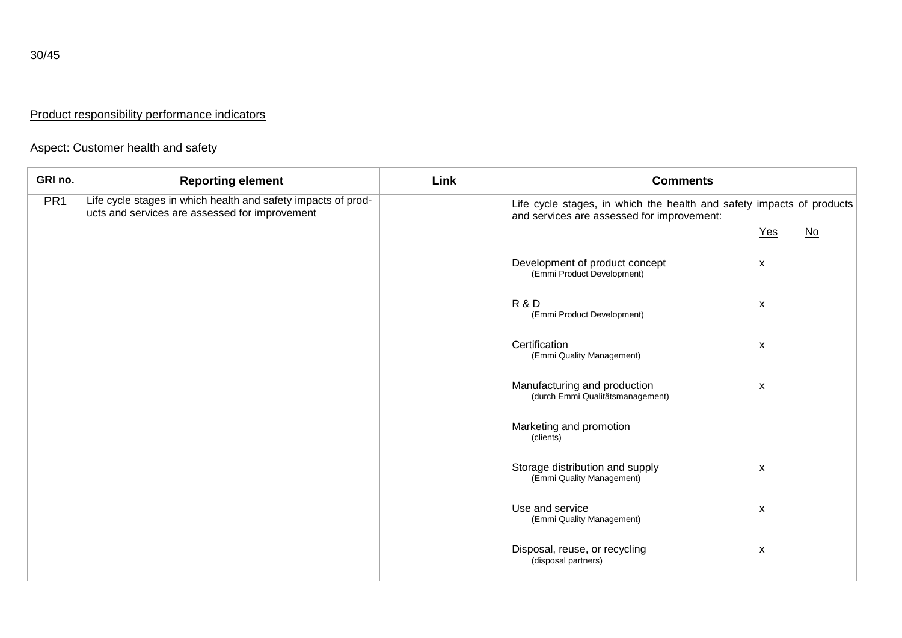Product responsibility performance indicators

Aspect: Customer health and safety

| GRI no. | Reporting element | Link | Comments | | |
|---|---|---|---|---|---|
| PR1 | Life cycle stages in which health and safety impacts of products and services are assessed for improvement | | Life cycle stages, in which the health and safety impacts of products and services are assessed for improvement: | Yes | No |
| | | | Development of product concept (Emmi Product Development) | x | |
| | | | R & D (Emmi Product Development) | x | |
| | | | Certification (Emmi Quality Management) | x | |
| | | | Manufacturing and production (durch Emmi Qualitätsmanagement) | x | |
| | | | Marketing and promotion (clients) | | |
| | | | Storage distribution and supply (Emmi Quality Management) | x | |
| | | | Use and service (Emmi Quality Management) | x | |
| | | | Disposal, reuse, or recycling (disposal partners) | x | |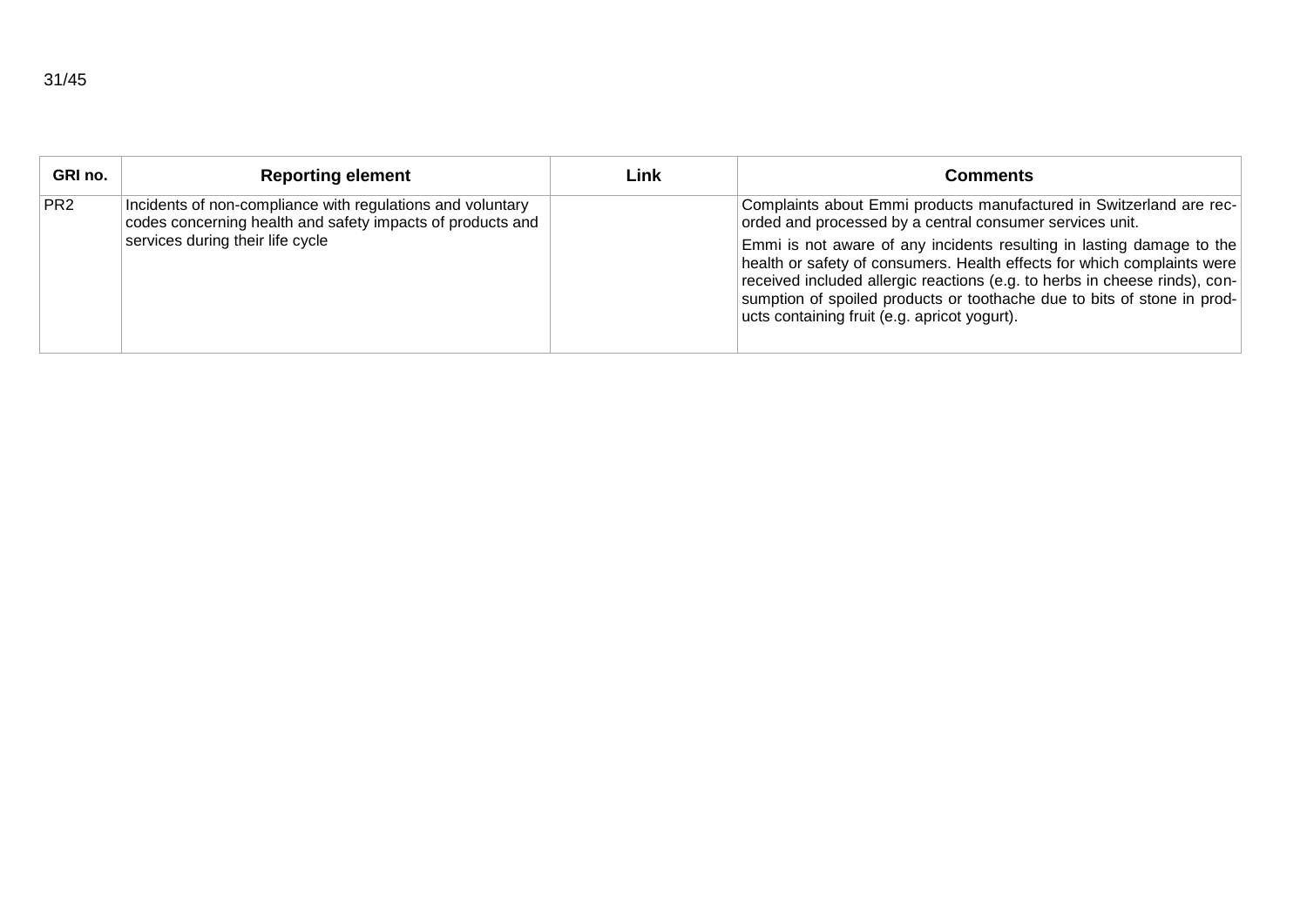| GRI no. | Reporting element | Link | Comments |
| --- | --- | --- | --- |
| PR2 | Incidents of non-compliance with regulations and voluntary codes concerning health and safety impacts of products and services during their life cycle | | Complaints about Emmi products manufactured in Switzerland are recorded and processed by a central consumer services unit. Emmi is not aware of any incidents resulting in lasting damage to the health or safety of consumers. Health effects for which complaints were received included allergic reactions (e.g. to herbs in cheese rinds), consumption of spoiled products or toothache due to bits of stone in products containing fruit (e.g. apricot yogurt). |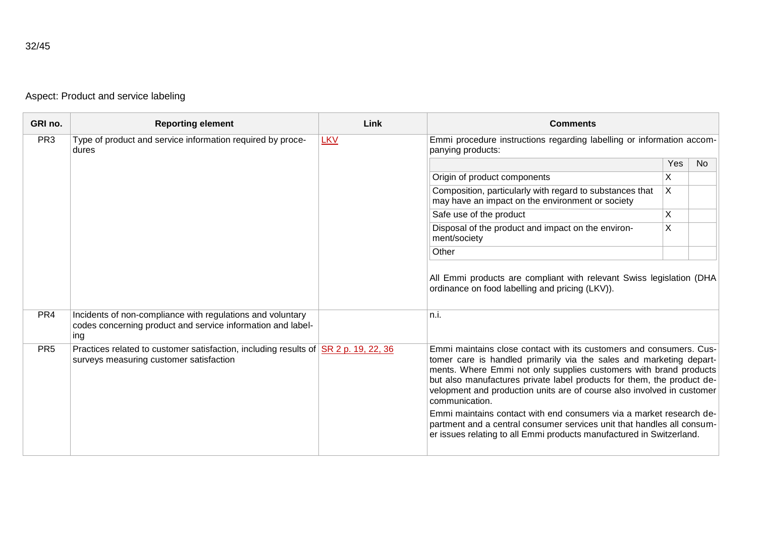Aspect: Product and service labeling

| GRI no. | Reporting element | Link | Comments |
|---|---|---|---|
| PR3 | Type of product and service information required by procedures | LKV | Emmi procedure instructions regarding labelling or information accompanying products:<br><br>Origin of product components: Yes X<br>Composition, particularly with regard to substances that may have an impact on the environment or society: Yes X<br>Safe use of the product: Yes X<br>Disposal of the product and impact on the environment/society: Yes X<br>Other: –<br><br>All Emmi products are compliant with relevant Swiss legislation (DHA ordinance on food labelling and pricing (LKV)). |
| PR4 | Incidents of non-compliance with regulations and voluntary codes concerning product and service information and labeling | | n.i. |
| PR5 | Practices related to customer satisfaction, including results of surveys measuring customer satisfaction | SR 2 p. 19, 22, 36 | Emmi maintains close contact with its customers and consumers. Customer care is handled primarily via the sales and marketing departments. Where Emmi not only supplies customers with brand products but also manufactures private label products for them, the product development and production units are of course also involved in customer communication.<br><br>Emmi maintains contact with end consumers via a market research department and a central consumer services unit that handles all consumer issues relating to all Emmi products manufactured in Switzerland. |

| | Yes | No |
|---|---|---|
| Origin of product components | X | |
| Composition, particularly with regard to substances that may have an impact on the environment or society | X | |
| Safe use of the product | X | |
| Disposal of the product and impact on the environment/society | X | |
| Other | | |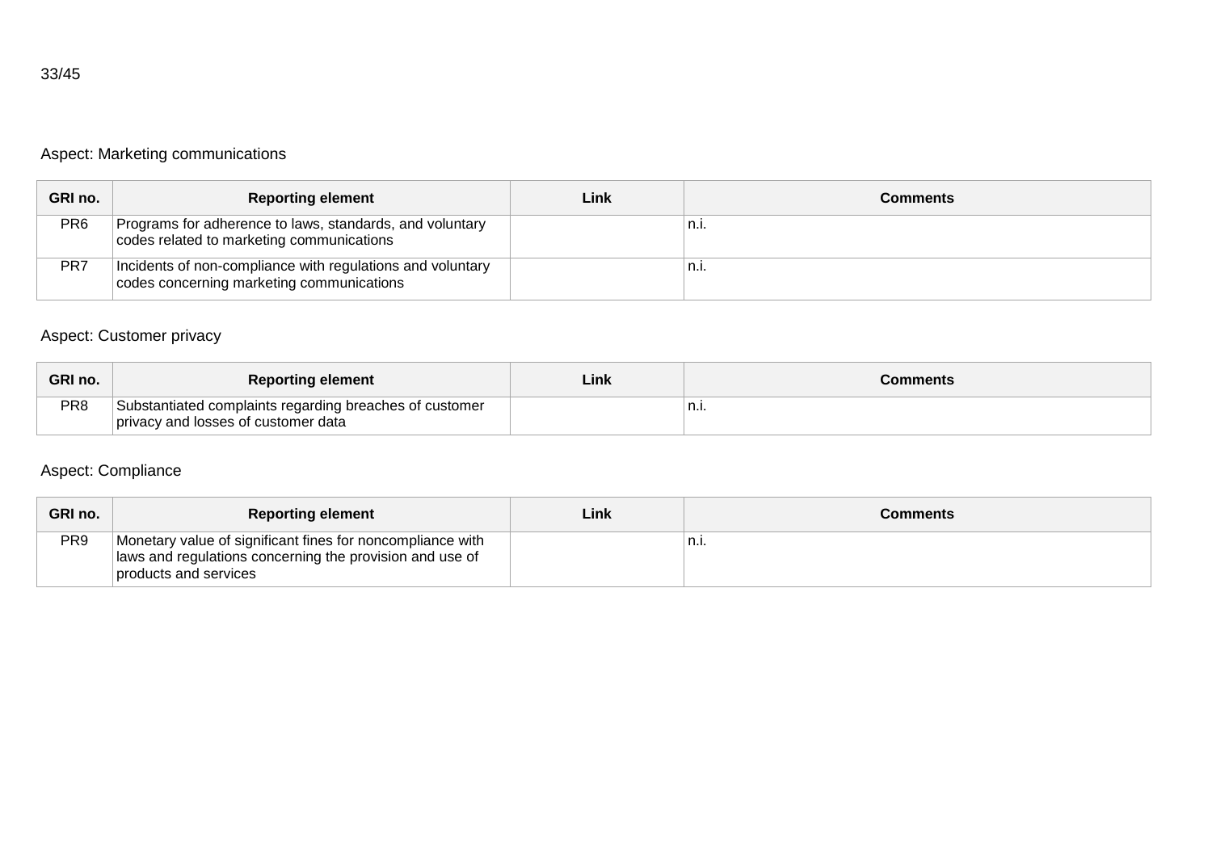Aspect: Marketing communications

| GRI no. | Reporting element | Link | Comments |
|---|---|---|---|
| PR6 | Programs for adherence to laws, standards, and voluntary codes related to marketing communications | | n.i. |
| PR7 | Incidents of non-compliance with regulations and voluntary codes concerning marketing communications | | n.i. |

Aspect: Customer privacy

| GRI no. | Reporting element | Link | Comments |
|---|---|---|---|
| PR8 | Substantiated complaints regarding breaches of customer privacy and losses of customer data | | n.i. |

Aspect: Compliance

| GRI no. | Reporting element | Link | Comments |
|---|---|---|---|
| PR9 | Monetary value of significant fines for noncompliance with laws and regulations concerning the provision and use of products and services | | n.i. |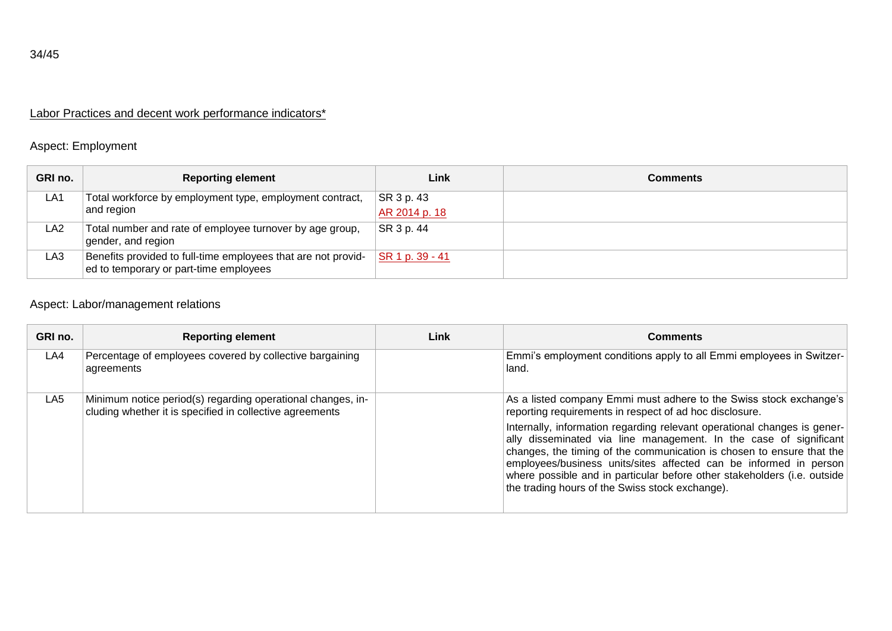Labor Practices and decent work performance indicators*

Aspect: Employment

| GRI no. | Reporting element | Link | Comments |
|---|---|---|---|
| LA1 | Total workforce by employment type, employment contract, and region | SR 3 p. 43<br>AR 2014 p. 18 | |
| LA2 | Total number and rate of employee turnover by age group, gender, and region | SR 3 p. 44 | |
| LA3 | Benefits provided to full-time employees that are not provided to temporary or part-time employees | SR 1 p. 39 - 41 | |

Aspect: Labor/management relations

| GRI no. | Reporting element | Link | Comments |
|---|---|---|---|
| LA4 | Percentage of employees covered by collective bargaining agreements | | Emmi's employment conditions apply to all Emmi employees in Switzerland. |
| LA5 | Minimum notice period(s) regarding operational changes, including whether it is specified in collective agreements | | As a listed company Emmi must adhere to the Swiss stock exchange's reporting requirements in respect of ad hoc disclosure.<br>Internally, information regarding relevant operational changes is generally disseminated via line management. In the case of significant changes, the timing of the communication is chosen to ensure that the employees/business units/sites affected can be informed in person where possible and in particular before other stakeholders (i.e. outside the trading hours of the Swiss stock exchange). |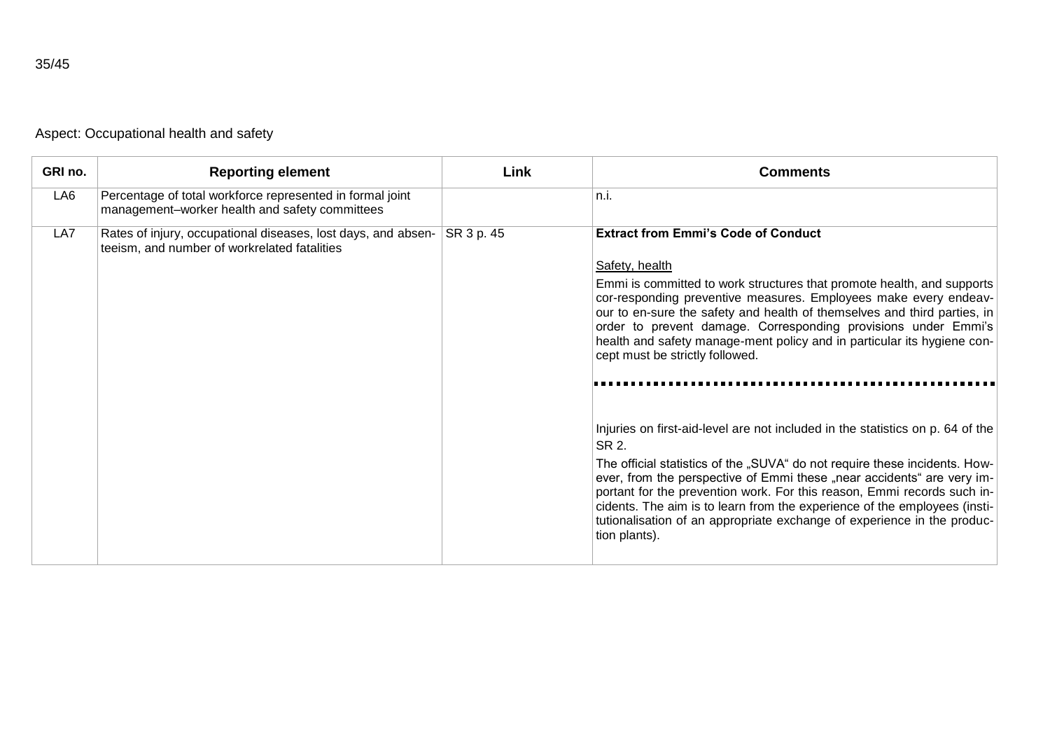Aspect: Occupational health and safety

| GRI no. | Reporting element | Link | Comments |
|---|---|---|---|
| LA6 | Percentage of total workforce represented in formal joint management–worker health and safety committees | | n.i. |
| LA7 | Rates of injury, occupational diseases, lost days, and absenteeism, and number of workrelated fatalities | SR 3 p. 45 | **Extract from Emmi's Code of Conduct**<br><br>Safety, health<br><br>Emmi is committed to work structures that promote health, and supports cor-responding preventive measures. Employees make every endeavour to en-sure the safety and health of themselves and third parties, in order to prevent damage. Corresponding provisions under Emmi's health and safety manage-ment policy and in particular its hygiene concept must be strictly followed.<br><br>Injuries on first-aid-level are not included in the statistics on p. 64 of the SR 2.<br><br>The official statistics of the „SUVA" do not require these incidents. However, from the perspective of Emmi these „near accidents" are very important for the prevention work. For this reason, Emmi records such incidents. The aim is to learn from the experience of the employees (institutionalisation of an appropriate exchange of experience in the production plants). |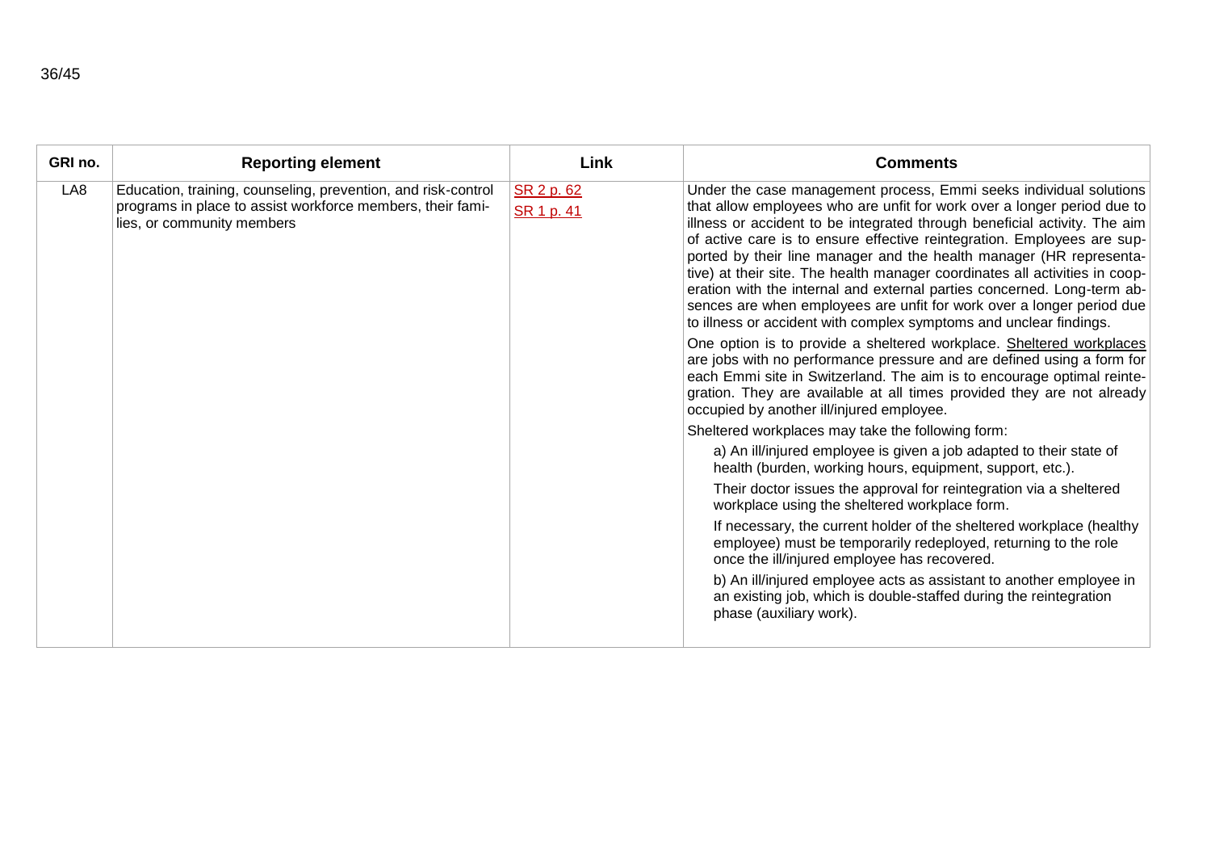| GRI no. | Reporting element | Link | Comments |
|---|---|---|---|
| LA8 | Education, training, counseling, prevention, and risk-control programs in place to assist workforce members, their families, or community members | SR 2 p. 62<br>SR 1 p. 41 | Under the case management process, Emmi seeks individual solutions that allow employees who are unfit for work over a longer period due to illness or accident to be integrated through beneficial activity. The aim of active care is to ensure effective reintegration. Employees are supported by their line manager and the health manager (HR representative) at their site. The health manager coordinates all activities in cooperation with the internal and external parties concerned. Long-term absences are when employees are unfit for work over a longer period due to illness or accident with complex symptoms and unclear findings.<br><br>One option is to provide a sheltered workplace. Sheltered workplaces are jobs with no performance pressure and are defined using a form for each Emmi site in Switzerland. The aim is to encourage optimal reintegration. They are available at all times provided they are not already occupied by another ill/injured employee.<br><br>Sheltered workplaces may take the following form:<br><br>a) An ill/injured employee is given a job adapted to their state of health (burden, working hours, equipment, support, etc.).<br><br>Their doctor issues the approval for reintegration via a sheltered workplace using the sheltered workplace form.<br><br>If necessary, the current holder of the sheltered workplace (healthy employee) must be temporarily redeployed, returning to the role once the ill/injured employee has recovered.<br><br>b) An ill/injured employee acts as assistant to another employee in an existing job, which is double-staffed during the reintegration phase (auxiliary work). |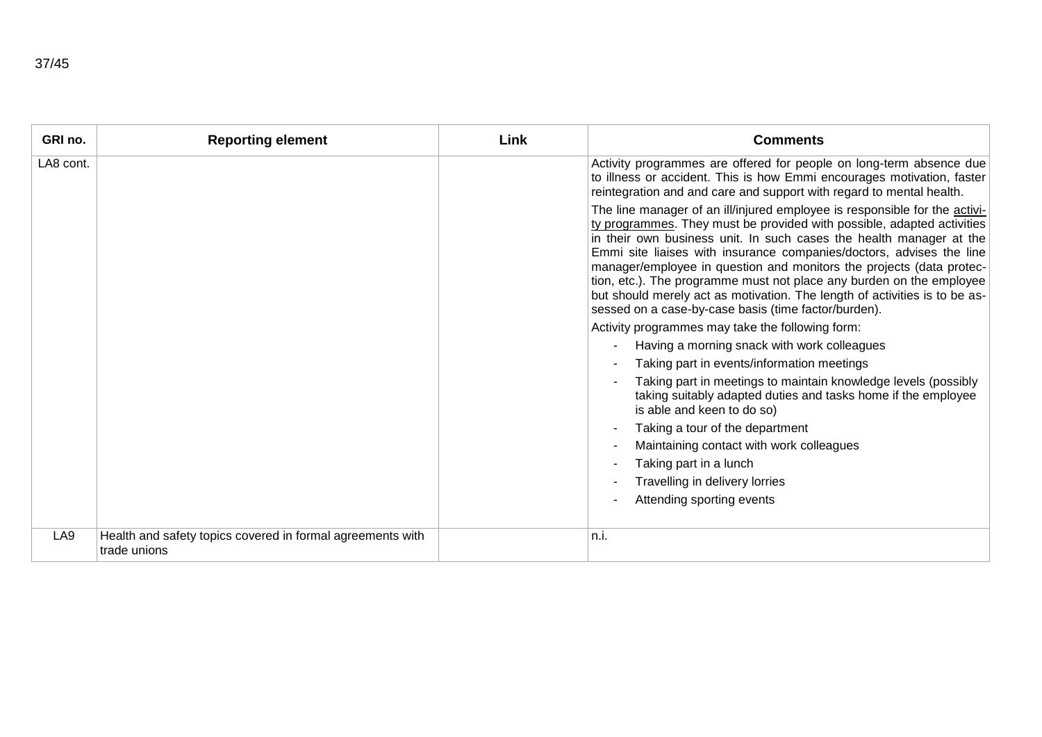| GRI no. | Reporting element | Link | Comments |
|---|---|---|---|
| LA8 cont. | | | Activity programmes are offered for people on long-term absence due to illness or accident. This is how Emmi encourages motivation, faster reintegration and and care and support with regard to mental health.<br><br>The line manager of an ill/injured employee is responsible for the activity programmes. They must be provided with possible, adapted activities in their own business unit. In such cases the health manager at the Emmi site liaises with insurance companies/doctors, advises the line manager/employee in question and monitors the projects (data protection, etc.). The programme must not place any burden on the employee but should merely act as motivation. The length of activities is to be assessed on a case-by-case basis (time factor/burden).<br><br>Activity programmes may take the following form:<br>- Having a morning snack with work colleagues<br>- Taking part in events/information meetings<br>- Taking part in meetings to maintain knowledge levels (possibly taking suitably adapted duties and tasks home if the employee is able and keen to do so)<br>- Taking a tour of the department<br>- Maintaining contact with work colleagues<br>- Taking part in a lunch<br>- Travelling in delivery lorries<br>- Attending sporting events |
| LA9 | Health and safety topics covered in formal agreements with trade unions | | n.i. |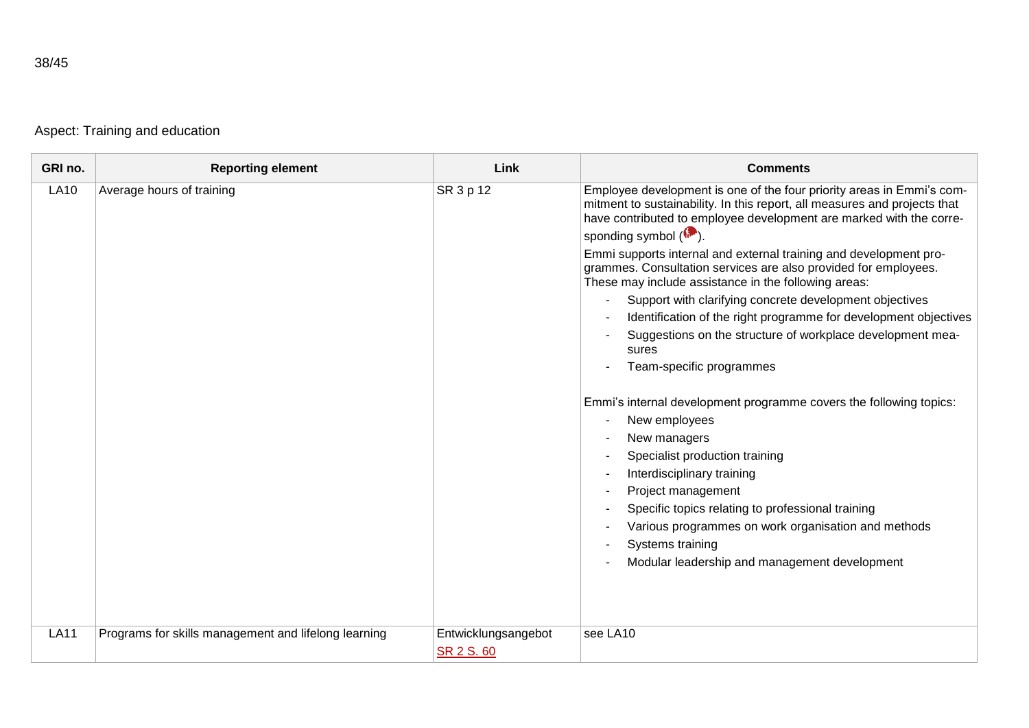Aspect: Training and education

| GRI no. | Reporting element | Link | Comments |
|---|---|---|---|
| LA10 | Average hours of training | SR 3 p 12 | Employee development is one of the four priority areas in Emmi's commitment to sustainability. In this report, all measures and projects that have contributed to employee development are marked with the corresponding symbol ( ).<br><br>Emmi supports internal and external training and development programmes. Consultation services are also provided for employees. These may include assistance in the following areas:<br>- Support with clarifying concrete development objectives<br>- Identification of the right programme for development objectives<br>- Suggestions on the structure of workplace development measures<br>- Team-specific programmes<br><br>Emmi's internal development programme covers the following topics:<br>- New employees<br>- New managers<br>- Specialist production training<br>- Interdisciplinary training<br>- Project management<br>- Specific topics relating to professional training<br>- Various programmes on work organisation and methods<br>- Systems training<br>- Modular leadership and management development |
| LA11 | Programs for skills management and lifelong learning | Entwicklungsangebot<br>SR 2 S. 60 | see LA10 |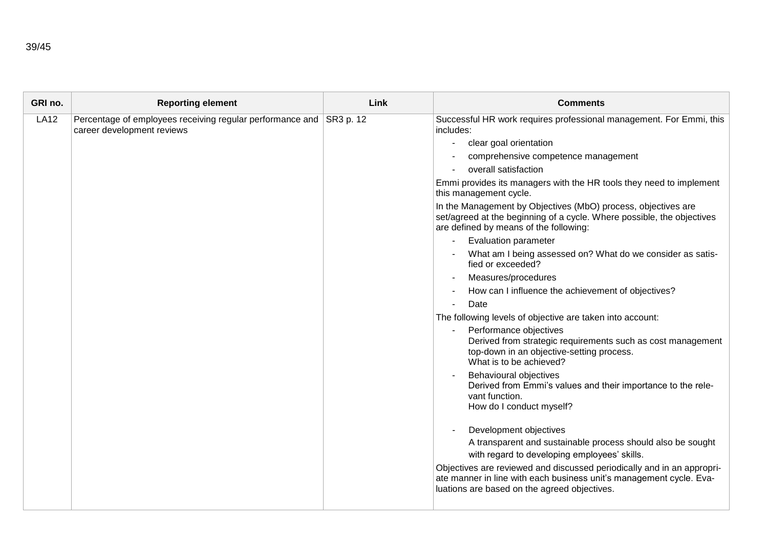| GRI no. | Reporting element | Link | Comments |
|---|---|---|---|
| LA12 | Percentage of employees receiving regular performance and career development reviews | SR3 p. 12 | Successful HR work requires professional management. For Emmi, this includes:<br>- clear goal orientation<br>- comprehensive competence management<br>- overall satisfaction<br><br>Emmi provides its managers with the HR tools they need to implement this management cycle.<br><br>In the Management by Objectives (MbO) process, objectives are set/agreed at the beginning of a cycle. Where possible, the objectives are defined by means of the following:<br>- Evaluation parameter<br>- What am I being assessed on? What do we consider as satisfied or exceeded?<br>- Measures/procedures<br>- How can I influence the achievement of objectives?<br>- Date<br><br>The following levels of objective are taken into account:<br>- Performance objectives<br>Derived from strategic requirements such as cost management top-down in an objective-setting process.<br>What is to be achieved?<br>- Behavioural objectives<br>Derived from Emmi's values and their importance to the relevant function.<br>How do I conduct myself?<br>- Development objectives<br>A transparent and sustainable process should also be sought with regard to developing employees' skills.<br><br>Objectives are reviewed and discussed periodically and in an appropriate manner in line with each business unit's management cycle. Evaluations are based on the agreed objectives. |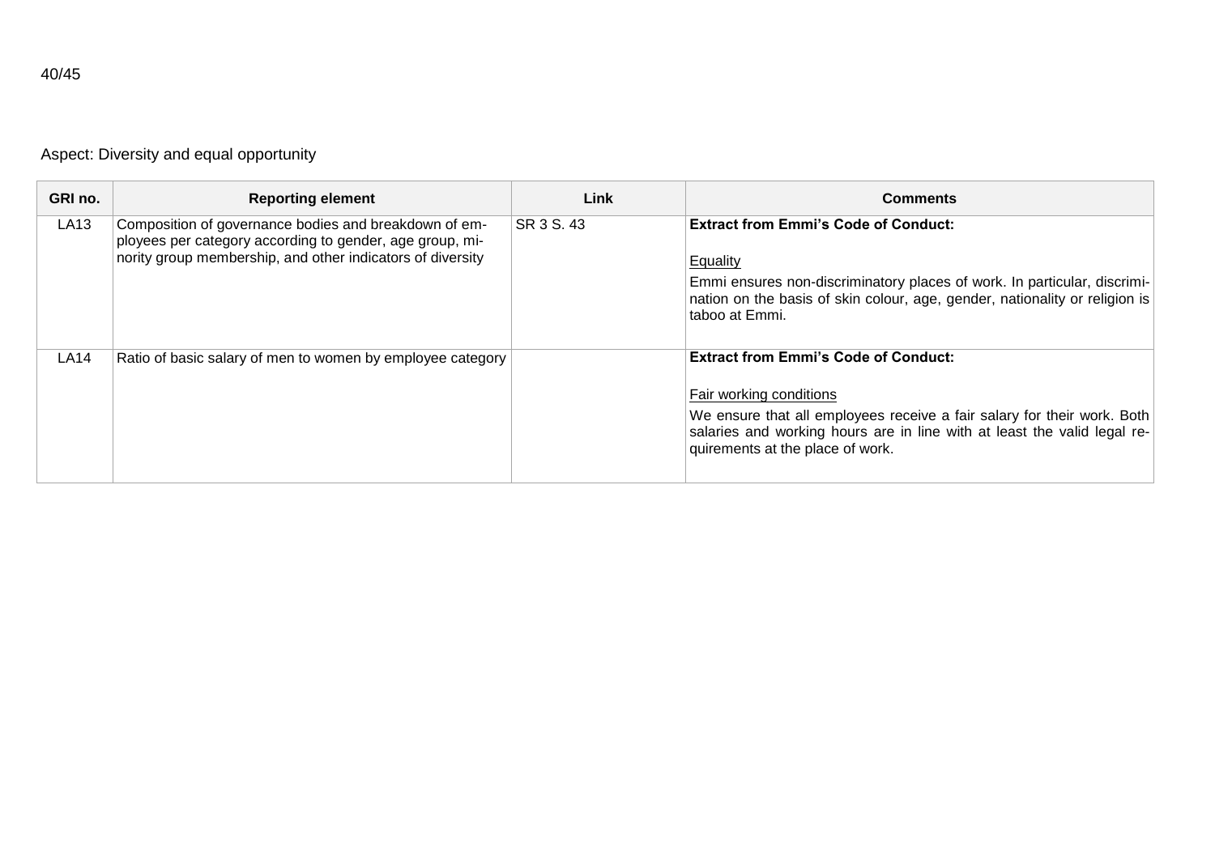Aspect: Diversity and equal opportunity

| GRI no. | Reporting element | Link | Comments |
|---|---|---|---|
| LA13 | Composition of governance bodies and breakdown of employees per category according to gender, age group, minority group membership, and other indicators of diversity | SR 3 S. 43 | **Extract from Emmi's Code of Conduct:**<br><br>Equality<br><br>Emmi ensures non-discriminatory places of work. In particular, discrimination on the basis of skin colour, age, gender, nationality or religion is taboo at Emmi. |
| LA14 | Ratio of basic salary of men to women by employee category | | **Extract from Emmi's Code of Conduct:**<br><br>Fair working conditions<br><br>We ensure that all employees receive a fair salary for their work. Both salaries and working hours are in line with at least the valid legal requirements at the place of work. |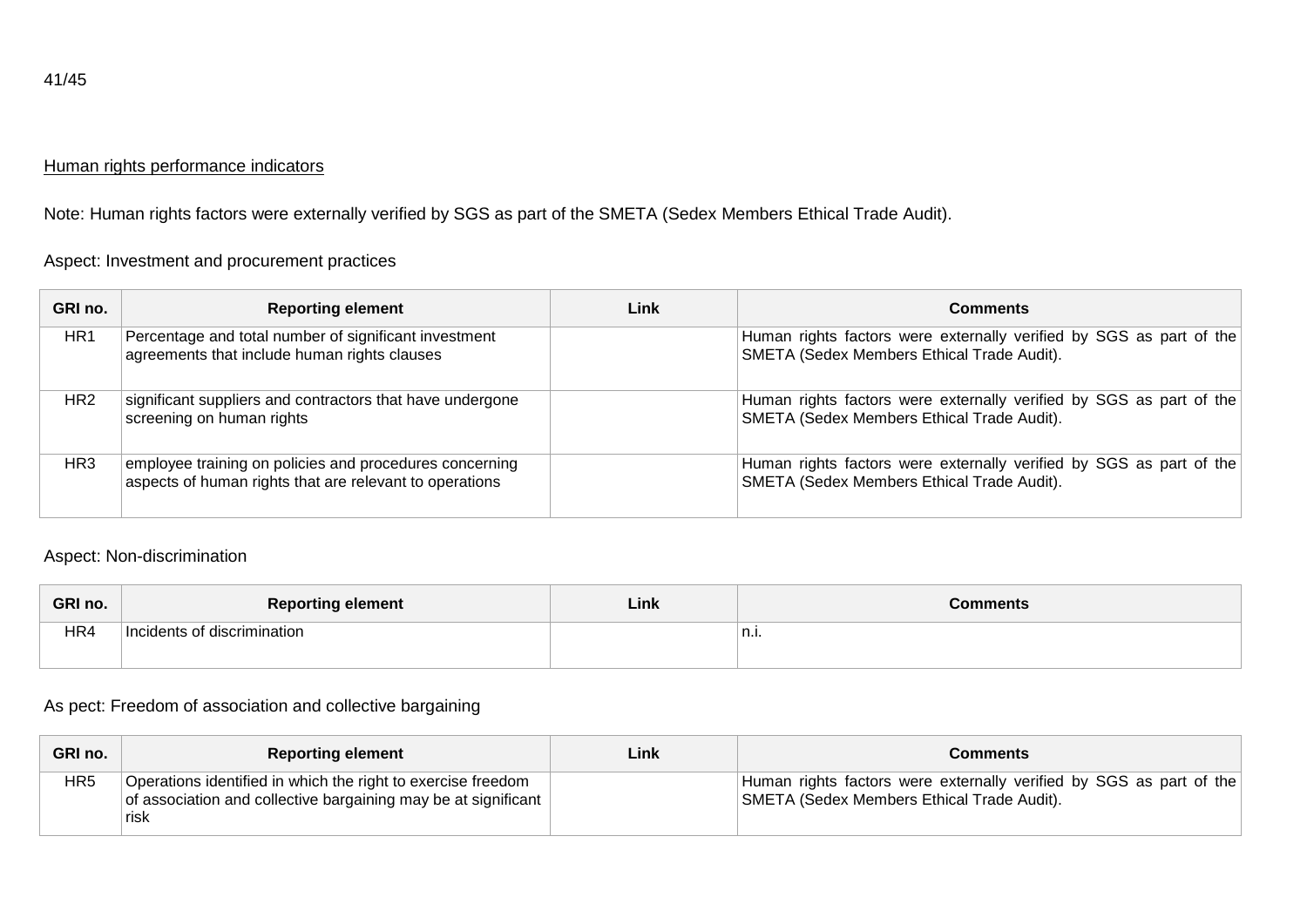Human rights performance indicators

Note: Human rights factors were externally verified by SGS as part of the SMETA (Sedex Members Ethical Trade Audit).

Aspect: Investment and procurement practices

| GRI no. | Reporting element | Link | Comments |
|---|---|---|---|
| HR1 | Percentage and total number of significant investment agreements that include human rights clauses | | Human rights factors were externally verified by SGS as part of the SMETA (Sedex Members Ethical Trade Audit). |
| HR2 | significant suppliers and contractors that have undergone screening on human rights | | Human rights factors were externally verified by SGS as part of the SMETA (Sedex Members Ethical Trade Audit). |
| HR3 | employee training on policies and procedures concerning aspects of human rights that are relevant to operations | | Human rights factors were externally verified by SGS as part of the SMETA (Sedex Members Ethical Trade Audit). |

Aspect: Non-discrimination

| GRI no. | Reporting element | Link | Comments |
|---|---|---|---|
| HR4 | Incidents of discrimination | | n.i. |

As pect: Freedom of association and collective bargaining

| GRI no. | Reporting element | Link | Comments |
|---|---|---|---|
| HR5 | Operations identified in which the right to exercise freedom of association and collective bargaining may be at significant risk | | Human rights factors were externally verified by SGS as part of the SMETA (Sedex Members Ethical Trade Audit). |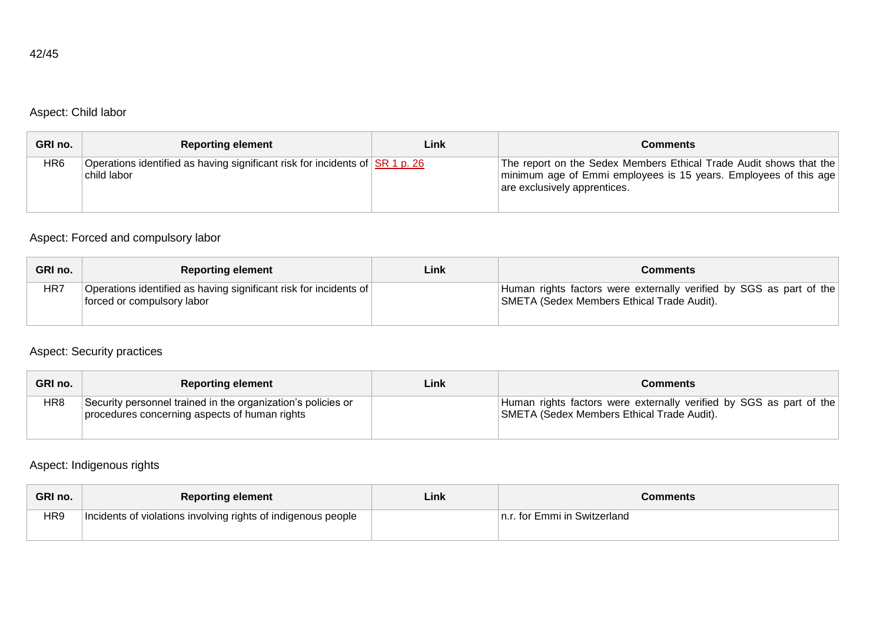Aspect: Child labor

| GRI no. | Reporting element | Link | Comments |
|---|---|---|---|
| HR6 | Operations identified as having significant risk for incidents of child labor | SR 1 p. 26 | The report on the Sedex Members Ethical Trade Audit shows that the minimum age of Emmi employees is 15 years. Employees of this age are exclusively apprentices. |

Aspect: Forced and compulsory labor

| GRI no. | Reporting element | Link | Comments |
|---|---|---|---|
| HR7 | Operations identified as having significant risk for incidents of forced or compulsory labor | | Human rights factors were externally verified by SGS as part of the SMETA (Sedex Members Ethical Trade Audit). |

Aspect: Security practices

| GRI no. | Reporting element | Link | Comments |
|---|---|---|---|
| HR8 | Security personnel trained in the organization's policies or procedures concerning aspects of human rights | | Human rights factors were externally verified by SGS as part of the SMETA (Sedex Members Ethical Trade Audit). |

Aspect: Indigenous rights

| GRI no. | Reporting element | Link | Comments |
|---|---|---|---|
| HR9 | Incidents of violations involving rights of indigenous people | | n.r. for Emmi in Switzerland |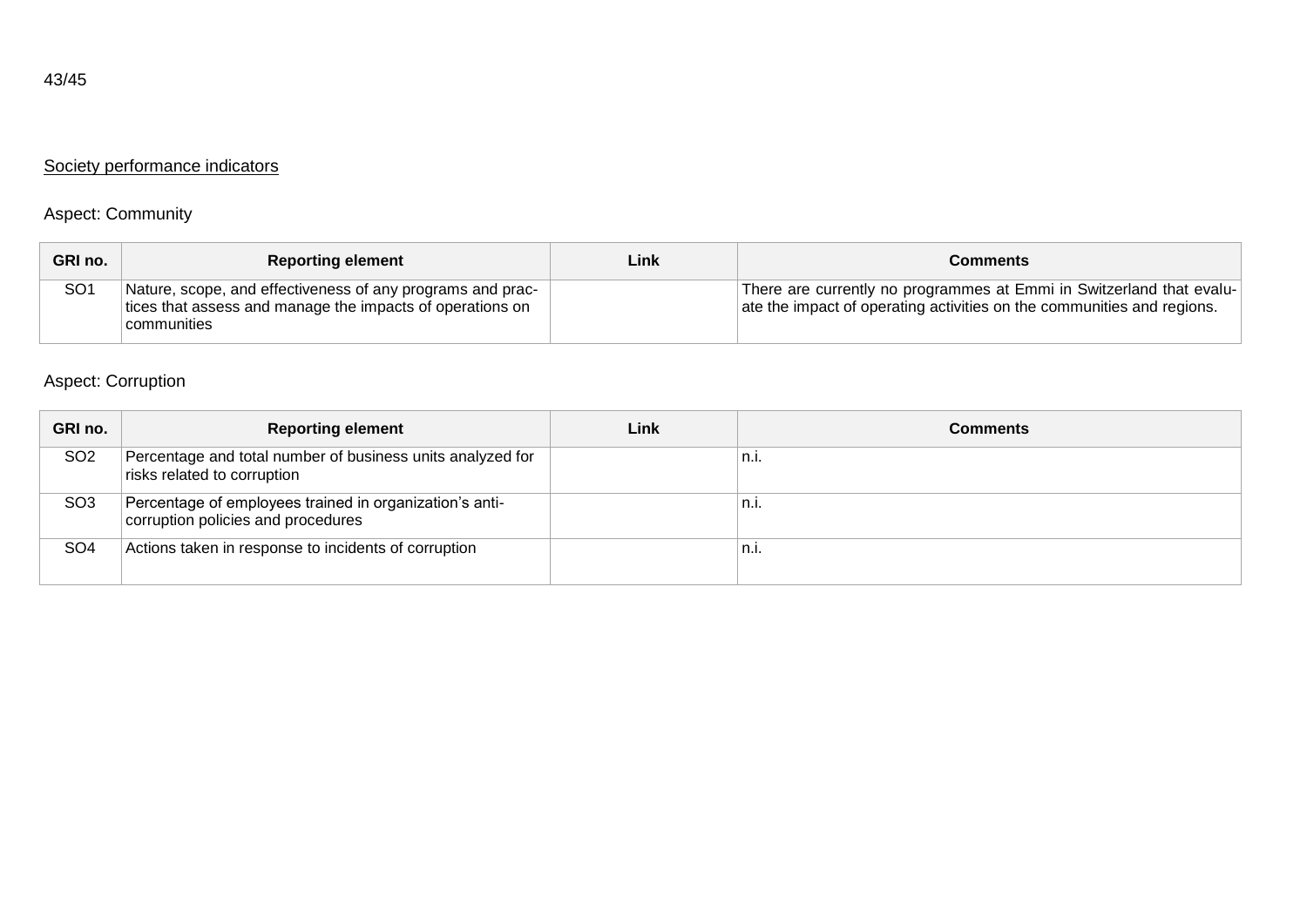## Society performance indicators

### Aspect: Community

| GRI no. | Reporting element | Link | Comments |
|---|---|---|---|
| SO1 | Nature, scope, and effectiveness of any programs and practices that assess and manage the impacts of operations on communities | | There are currently no programmes at Emmi in Switzerland that evaluate the impact of operating activities on the communities and regions. |

### Aspect: Corruption

| GRI no. | Reporting element | Link | Comments |
|---|---|---|---|
| SO2 | Percentage and total number of business units analyzed for risks related to corruption | | n.i. |
| SO3 | Percentage of employees trained in organization's anti-corruption policies and procedures | | n.i. |
| SO4 | Actions taken in response to incidents of corruption | | n.i. |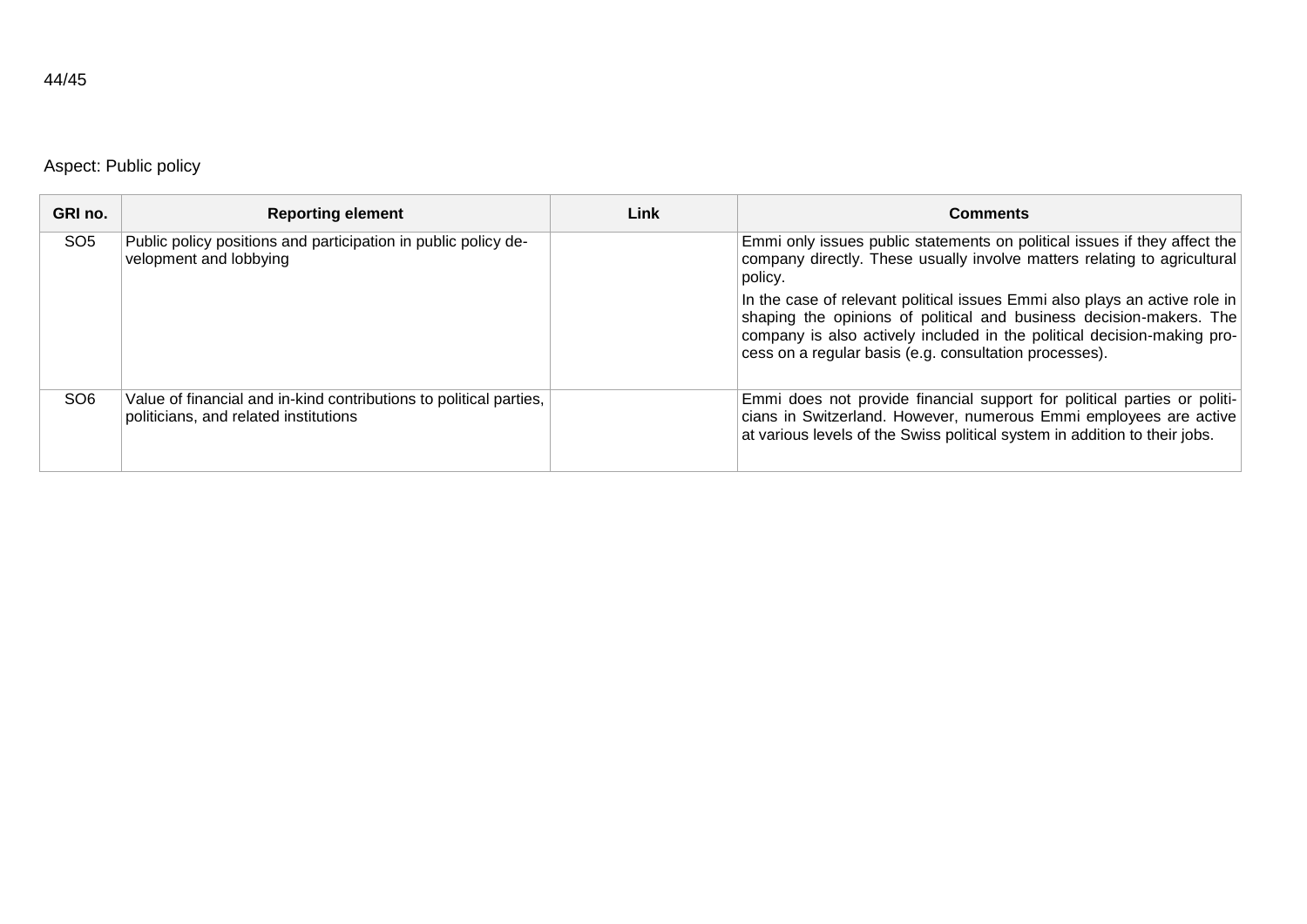Aspect: Public policy

| GRI no. | Reporting element | Link | Comments |
|---|---|---|---|
| SO5 | Public policy positions and participation in public policy development and lobbying | | Emmi only issues public statements on political issues if they affect the company directly. These usually involve matters relating to agricultural policy.<br>In the case of relevant political issues Emmi also plays an active role in shaping the opinions of political and business decision-makers. The company is also actively included in the political decision-making process on a regular basis (e.g. consultation processes). |
| SO6 | Value of financial and in-kind contributions to political parties, politicians, and related institutions | | Emmi does not provide financial support for political parties or politicians in Switzerland. However, numerous Emmi employees are active at various levels of the Swiss political system in addition to their jobs. |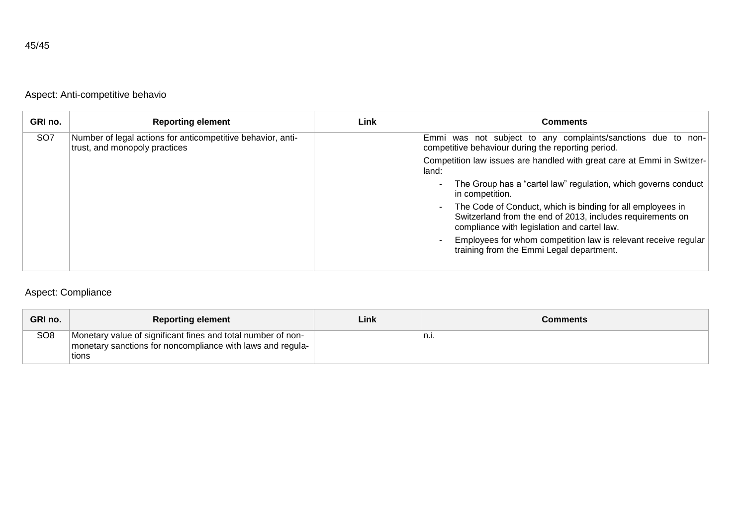Aspect: Anti-competitive behavio

| GRI no. | Reporting element | Link | Comments |
| --- | --- | --- | --- |
| SO7 | Number of legal actions for anticompetitive behavior, anti-trust, and monopoly practices | | Emmi was not subject to any complaints/sanctions due to non-competitive behaviour during the reporting period. <br> Competition law issues are handled with great care at Emmi in Switzerland: <br> - The Group has a "cartel law" regulation, which governs conduct in competition. <br> - The Code of Conduct, which is binding for all employees in Switzerland from the end of 2013, includes requirements on compliance with legislation and cartel law. <br> - Employees for whom competition law is relevant receive regular training from the Emmi Legal department. |

Aspect: Compliance

| GRI no. | Reporting element | Link | Comments |
| --- | --- | --- | --- |
| SO8 | Monetary value of significant fines and total number of non-monetary sanctions for noncompliance with laws and regulations | | n.i. |